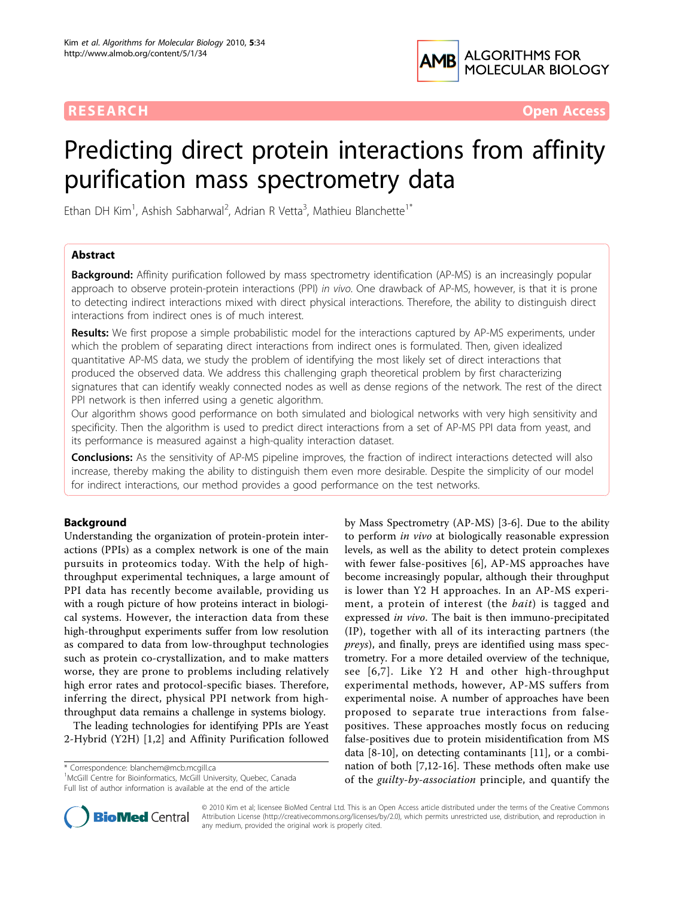RESEARCH Open Access

# Predicting direct protein interactions from affinity purification mass spectrometry data

Ethan DH Kim[1], Ashish Sabharwal[2], Adrian R Vetta[3], Mathieu Blanchette[1*]

## Abstract

**Background:** Affinity purification followed by mass spectrometry identification (AP-MS) is an increasingly popular approach to observe protein-protein interactions (PPI) *in vivo*. One drawback of AP-MS, however, is that it is prone to detecting indirect interactions mixed with direct physical interactions. Therefore, the ability to distinguish direct interactions from indirect ones is of much interest.

**Results:** We first propose a simple probabilistic model for the interactions captured by AP-MS experiments, under which the problem of separating direct interactions from indirect ones is formulated. Then, given idealized quantitative AP-MS data, we study the problem of identifying the most likely set of direct interactions that produced the observed data. We address this challenging graph theoretical problem by first characterizing signatures that can identify weakly connected nodes as well as dense regions of the network. The rest of the direct PPI network is then inferred using a genetic algorithm.

Our algorithm shows good performance on both simulated and biological networks with very high sensitivity and specificity. Then the algorithm is used to predict direct interactions from a set of AP-MS PPI data from yeast, and its performance is measured against a high-quality interaction dataset.

**Conclusions:** As the sensitivity of AP-MS pipeline improves, the fraction of indirect interactions detected will also increase, thereby making the ability to distinguish them even more desirable. Despite the simplicity of our model for indirect interactions, our method provides a good performance on the test networks.

## Background

Understanding the organization of protein-protein interactions (PPIs) as a complex network is one of the main pursuits in proteomics today. With the help of high-throughput experimental techniques, a large amount of PPI data has recently become available, providing us with a rough picture of how proteins interact in biological systems. However, the interaction data from these high-throughput experiments suffer from low resolution as compared to data from low-throughput technologies such as protein co-crystallization, and to make matters worse, they are prone to problems including relatively high error rates and protocol-specific biases. Therefore, inferring the direct, physical PPI network from high-throughput data remains a challenge in systems biology.

The leading technologies for identifying PPIs are Yeast 2-Hybrid (Y2H) [1,2] and Affinity Purification followed by Mass Spectrometry (AP-MS) [3-6]. Due to the ability to perform *in vivo* at biologically reasonable expression levels, as well as the ability to detect protein complexes with fewer false-positives [6], AP-MS approaches have become increasingly popular, although their throughput is lower than Y2 H approaches. In an AP-MS experiment, a protein of interest (the *bait*) is tagged and expressed *in vivo*. The bait is then immuno-precipitated (IP), together with all of its interacting partners (the *preys*), and finally, preys are identified using mass spectrometry. For a more detailed overview of the technique, see [6,7]. Like Y2 H and other high-throughput experimental methods, however, AP-MS suffers from experimental noise. A number of approaches have been proposed to separate true interactions from false-positives. These approaches mostly focus on reducing false-positives due to protein misidentification from MS data [8-10], on detecting contaminants [11], or a combination of both [7,12-16]. These methods often make use of the *guilty-by-association* principle, and quantify the

\* Correspondence: blanchem@mcb.mcgill.ca
[1]McGill Centre for Bioinformatics, McGill University, Quebec, Canada
Full list of author information is available at the end of the article

© 2010 Kim et al; licensee BioMed Central Ltd. This is an Open Access article distributed under the terms of the Creative Commons Attribution License (http://creativecommons.org/licenses/by/2.0), which permits unrestricted use, distribution, and reproduction in any medium, provided the original work is properly cited.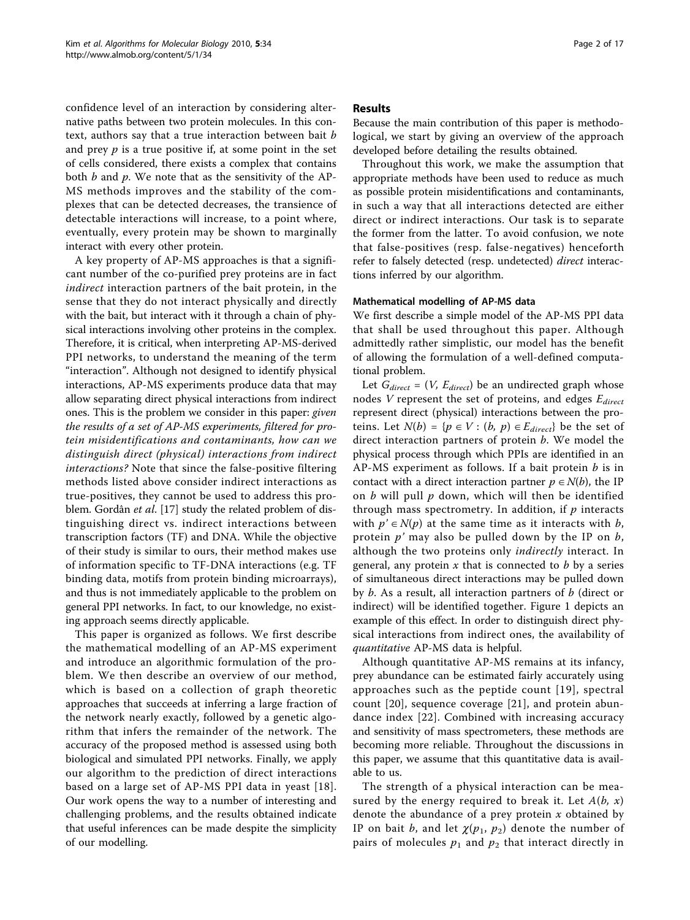confidence level of an interaction by considering alternative paths between two protein molecules. In this context, authors say that a true interaction between bait $b$ and prey $p$ is a true positive if, at some point in the set of cells considered, there exists a complex that contains both $b$ and $p$. We note that as the sensitivity of the AP-MS methods improves and the stability of the complexes that can be detected decreases, the transience of detectable interactions will increase, to a point where, eventually, every protein may be shown to marginally interact with every other protein.

A key property of AP-MS approaches is that a significant number of the co-purified prey proteins are in fact *indirect* interaction partners of the bait protein, in the sense that they do not interact physically and directly with the bait, but interact with it through a chain of physical interactions involving other proteins in the complex. Therefore, it is critical, when interpreting AP-MS-derived PPI networks, to understand the meaning of the term "interaction". Although not designed to identify physical interactions, AP-MS experiments produce data that may allow separating direct physical interactions from indirect ones. This is the problem we consider in this paper: *given the results of a set of AP-MS experiments, filtered for protein misidentifications and contaminants, how can we distinguish direct (physical) interactions from indirect interactions?* Note that since the false-positive filtering methods listed above consider indirect interactions as true-positives, they cannot be used to address this problem. Gordân *et al.* [17] study the related problem of distinguishing direct vs. indirect interactions between transcription factors (TF) and DNA. While the objective of their study is similar to ours, their method makes use of information specific to TF-DNA interactions (e.g. TF binding data, motifs from protein binding microarrays), and thus is not immediately applicable to the problem on general PPI networks. In fact, to our knowledge, no existing approach seems directly applicable.

This paper is organized as follows. We first describe the mathematical modelling of an AP-MS experiment and introduce an algorithmic formulation of the problem. We then describe an overview of our method, which is based on a collection of graph theoretic approaches that succeeds at inferring a large fraction of the network nearly exactly, followed by a genetic algorithm that infers the remainder of the network. The accuracy of the proposed method is assessed using both biological and simulated PPI networks. Finally, we apply our algorithm to the prediction of direct interactions based on a large set of AP-MS PPI data in yeast [18]. Our work opens the way to a number of interesting and challenging problems, and the results obtained indicate that useful inferences can be made despite the simplicity of our modelling.

## Results

Because the main contribution of this paper is methodological, we start by giving an overview of the approach developed before detailing the results obtained.

Throughout this work, we make the assumption that appropriate methods have been used to reduce as much as possible protein misidentifications and contaminants, in such a way that all interactions detected are either direct or indirect interactions. Our task is to separate the former from the latter. To avoid confusion, we note that false-positives (resp. false-negatives) henceforth refer to falsely detected (resp. undetected) *direct* interactions inferred by our algorithm.

### Mathematical modelling of AP-MS data

We first describe a simple model of the AP-MS PPI data that shall be used throughout this paper. Although admittedly rather simplistic, our model has the benefit of allowing the formulation of a well-defined computational problem.

Let $G_{direct} = (V, E_{direct})$ be an undirected graph whose nodes $V$ represent the set of proteins, and edges $E_{direct}$ represent direct (physical) interactions between the proteins. Let $N(b) = \{p \in V : (b, p) \in E_{direct}\}$ be the set of direct interaction partners of protein $b$. We model the physical process through which PPIs are identified in an AP-MS experiment as follows. If a bait protein $b$ is in contact with a direct interaction partner $p \in N(b)$, the IP on $b$ will pull $p$ down, which will then be identified through mass spectrometry. In addition, if $p$ interacts with $p' \in N(p)$ at the same time as it interacts with $b$, protein $p'$ may also be pulled down by the IP on $b$, although the two proteins only *indirectly* interact. In general, any protein $x$ that is connected to $b$ by a series of simultaneous direct interactions may be pulled down by $b$. As a result, all interaction partners of $b$ (direct or indirect) will be identified together. Figure 1 depicts an example of this effect. In order to distinguish direct physical interactions from indirect ones, the availability of *quantitative* AP-MS data is helpful.

Although quantitative AP-MS remains at its infancy, prey abundance can be estimated fairly accurately using approaches such as the peptide count [19], spectral count [20], sequence coverage [21], and protein abundance index [22]. Combined with increasing accuracy and sensitivity of mass spectrometers, these methods are becoming more reliable. Throughout the discussions in this paper, we assume that this quantitative data is available to us.

The strength of a physical interaction can be measured by the energy required to break it. Let $A(b, x)$ denote the abundance of a prey protein $x$ obtained by IP on bait $b$, and let $\chi(p_1, p_2)$ denote the number of pairs of molecules $p_1$ and $p_2$ that interact directly in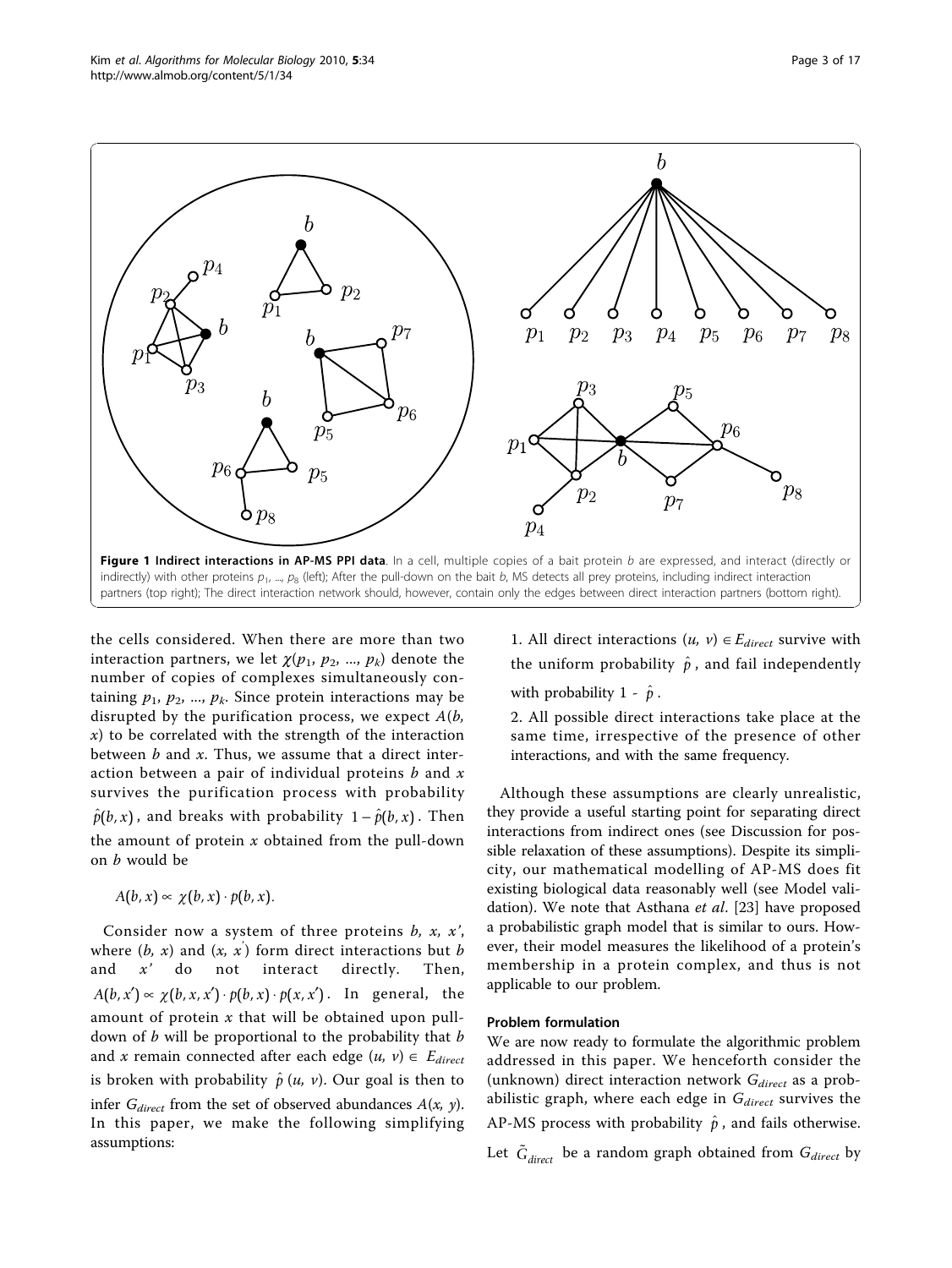**Figure 1 Indirect interactions in AP-MS PPI data**. In a cell, multiple copies of a bait protein $b$ are expressed, and interact (directly or indirectly) with other proteins $p_1$, ..., $p_8$ (left); After the pull-down on the bait $b$, MS detects all prey proteins, including indirect interaction partners (top right); The direct interaction network should, however, contain only the edges between direct interaction partners (bottom right).

the cells considered. When there are more than two interaction partners, we let $\chi(p_1, p_2, ..., p_k)$ denote the number of copies of complexes simultaneously containing $p_1$, $p_2$, ..., $p_k$. Since protein interactions may be disrupted by the purification process, we expect $A(b, x)$ to be correlated with the strength of the interaction between $b$ and $x$. Thus, we assume that a direct interaction between a pair of individual proteins $b$ and $x$ survives the purification process with probability $\hat{p}(b, x)$, and breaks with probability $1 - \hat{p}(b, x)$. Then the amount of protein $x$ obtained from the pull-down on $b$ would be

$$A(b, x) \propto \chi(b, x) \cdot p(b, x).$$

Consider now a system of three proteins $b$, $x$, $x'$, where $(b, x)$ and $(x, x')$ form direct interactions but $b$ and $x'$ do not interact directly. Then, $A(b, x') \propto \chi(b, x, x') \cdot p(b, x) \cdot p(x, x')$. In general, the amount of protein $x$ that will be obtained upon pull-down of $b$ will be proportional to the probability that $b$ and $x$ remain connected after each edge $(u, v) \in E_{direct}$ is broken with probability $\hat{p}(u, v)$. Our goal is then to infer $G_{direct}$ from the set of observed abundances $A(x, y)$. In this paper, we make the following simplifying assumptions:

1. All direct interactions $(u, v) \in E_{direct}$ survive with the uniform probability $\hat{p}$, and fail independently with probability $1 - \hat{p}$.
2. All possible direct interactions take place at the same time, irrespective of the presence of other interactions, and with the same frequency.

Although these assumptions are clearly unrealistic, they provide a useful starting point for separating direct interactions from indirect ones (see Discussion for possible relaxation of these assumptions). Despite its simplicity, our mathematical modelling of AP-MS does fit existing biological data reasonably well (see Model validation). We note that Asthana *et al*. [23] have proposed a probabilistic graph model that is similar to ours. However, their model measures the likelihood of a protein's membership in a protein complex, and thus is not applicable to our problem.

#### Problem formulation

We are now ready to formulate the algorithmic problem addressed in this paper. We henceforth consider the (unknown) direct interaction network $G_{direct}$ as a probabilistic graph, where each edge in $G_{direct}$ survives the AP-MS process with probability $\hat{p}$, and fails otherwise. Let $\tilde{G}_{direct}$ be a random graph obtained from $G_{direct}$ by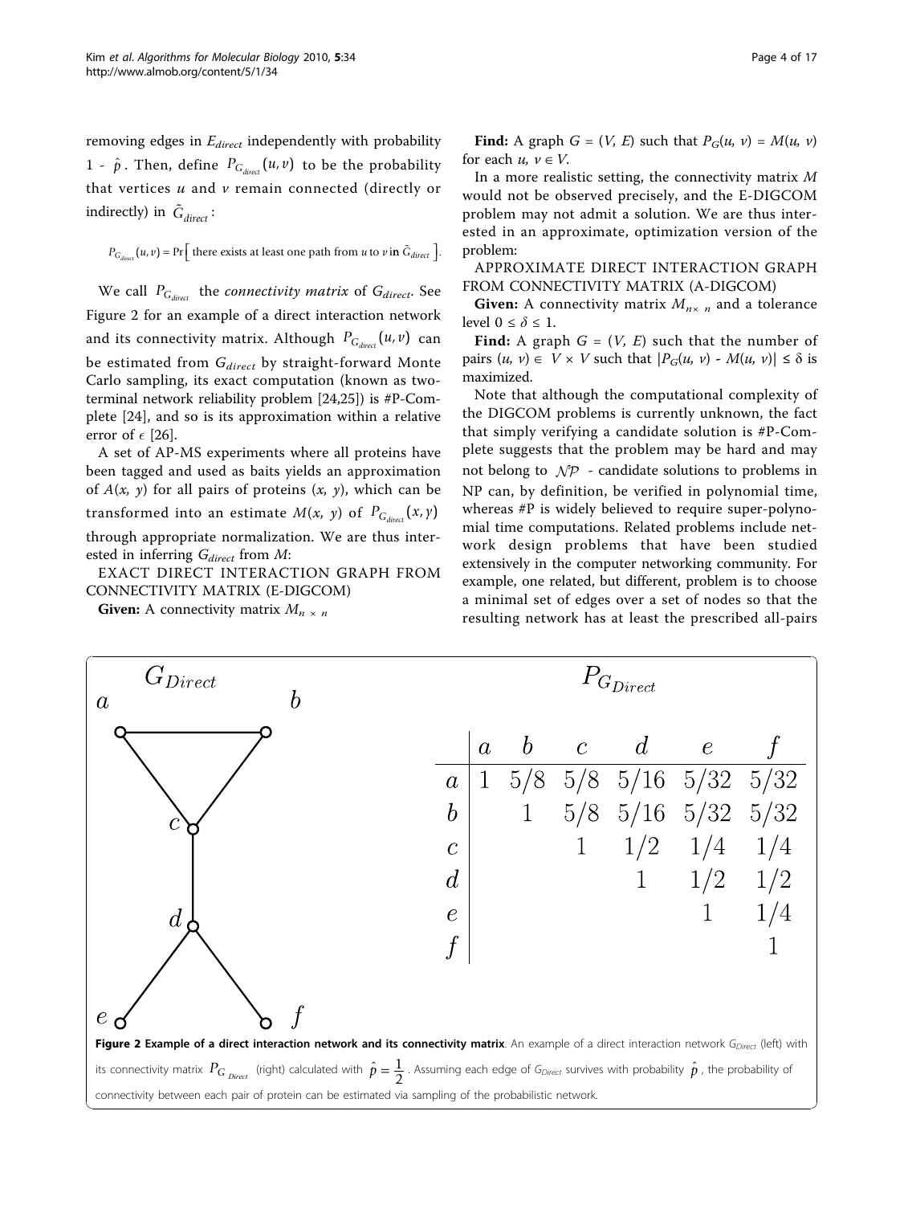removing edges in $E_{direct}$ independently with probability $1 - \hat{p}$. Then, define $P_{G_{direct}}(u, v)$ to be the probability that vertices $u$ and $v$ remain connected (directly or indirectly) in $\tilde{G}_{direct}$:

$$P_{G_{direct}}(u, v) = \Pr\left[\text{ there exists at least one path from } u \text{ to } v \text{ in } \tilde{G}_{direct}\right].$$

We call $P_{G_{direct}}$ the *connectivity matrix* of $G_{direct}$. See Figure 2 for an example of a direct interaction network and its connectivity matrix. Although $P_{G_{direct}}(u, v)$ can be estimated from $G_{direct}$ by straight-forward Monte Carlo sampling, its exact computation (known as two-terminal network reliability problem [24,25]) is #P-Complete [24], and so is its approximation within a relative error of $\epsilon$ [26].

A set of AP-MS experiments where all proteins have been tagged and used as baits yields an approximation of $A(x, y)$ for all pairs of proteins $(x, y)$, which can be transformed into an estimate $M(x, y)$ of $P_{G_{direct}}(x, y)$ through appropriate normalization. We are thus interested in inferring $G_{direct}$ from $M$:

EXACT DIRECT INTERACTION GRAPH FROM CONNECTIVITY MATRIX (E-DIGCOM)

**Given:** A connectivity matrix $M_{n \times n}$

**Find:** A graph $G = (V, E)$ such that $P_G(u, v) = M(u, v)$ for each $u, v \in V$.

In a more realistic setting, the connectivity matrix $M$ would not be observed precisely, and the E-DIGCOM problem may not admit a solution. We are thus interested in an approximate, optimization version of the problem:

APPROXIMATE DIRECT INTERACTION GRAPH FROM CONNECTIVITY MATRIX (A-DIGCOM)

**Given:** A connectivity matrix $M_{n \times n}$ and a tolerance level $0 \leq \delta \leq 1$.

**Find:** A graph $G = (V, E)$ such that the number of pairs $(u, v) \in V \times V$ such that $|P_G(u, v) - M(u, v)| \leq \delta$ is maximized.

Note that although the computational complexity of the DIGCOM problems is currently unknown, the fact that simply verifying a candidate solution is #P-Complete suggests that the problem may be hard and may not belong to $\mathcal{NP}$ - candidate solutions to problems in NP can, by definition, be verified in polynomial time, whereas #P is widely believed to require super-polynomial time computations. Related problems include network design problems that have been studied extensively in the computer networking community. For example, one related, but different, problem is to choose a minimal set of edges over a set of nodes so that the resulting network has at least the prescribed all-pairs

$G_{Direct}$

$P_{G_{Direct}}$

|   | $a$ | $b$ | $c$ | $d$ | $e$ | $f$ |
|---|---|---|---|---|---|---|
| $a$ | 1 | 5/8 | 5/8 | 5/16 | 5/32 | 5/32 |
| $b$ |   | 1 | 5/8 | 5/16 | 5/32 | 5/32 |
| $c$ |   |   | 1 | 1/2 | 1/4 | 1/4 |
| $d$ |   |   |   | 1 | 1/2 | 1/2 |
| $e$ |   |   |   |   | 1 | 1/4 |
| $f$ |   |   |   |   |   | 1 |

**Figure 2 Example of a direct interaction network and its connectivity matrix**. An example of a direct interaction network $G_{Direct}$ (left) with its connectivity matrix $P_{G_{Direct}}$ (right) calculated with $\hat{p} = \frac{1}{2}$. Assuming each edge of $G_{Direct}$ survives with probability $\hat{p}$, the probability of connectivity between each pair of protein can be estimated via sampling of the probabilistic network.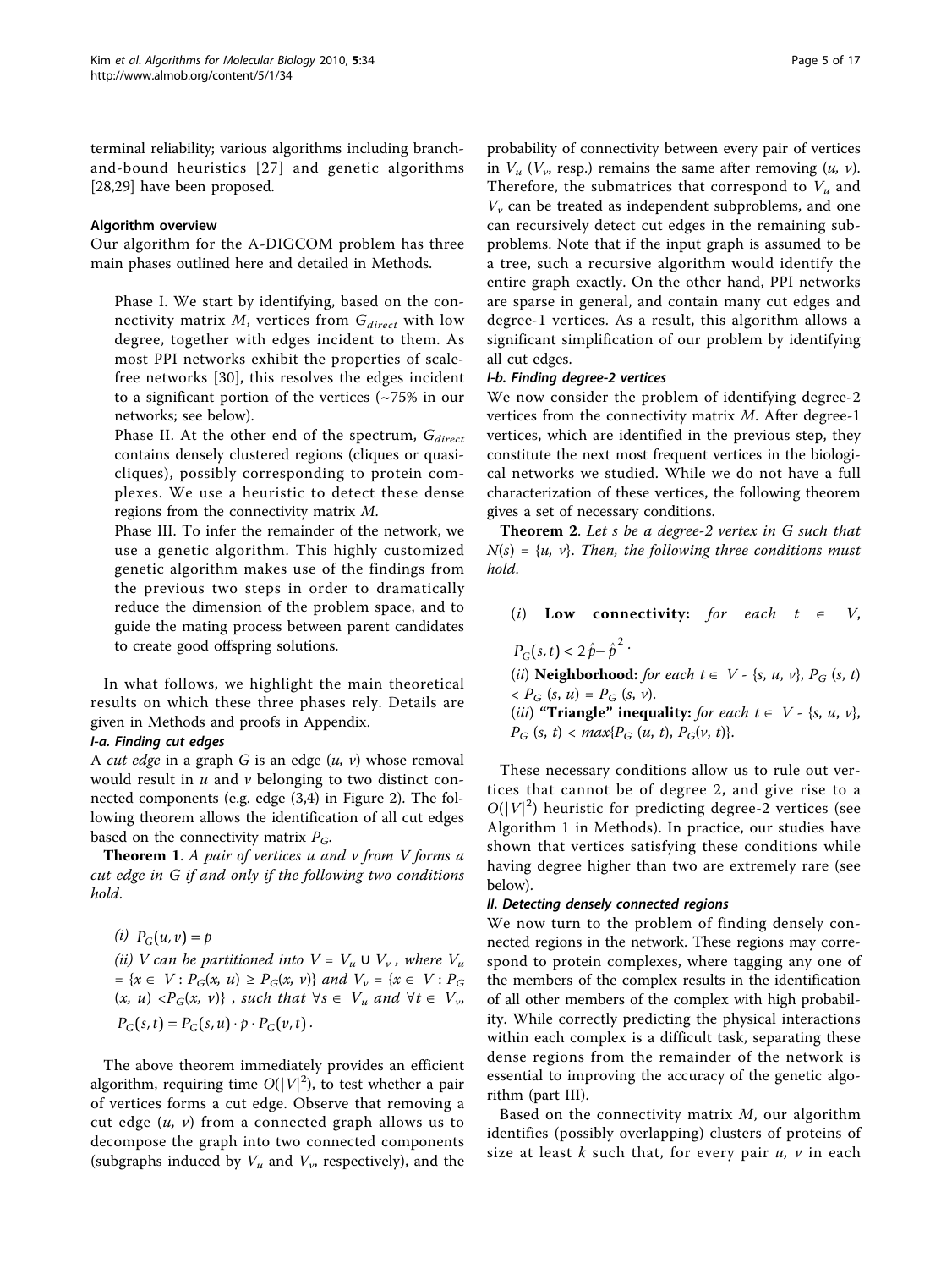terminal reliability; various algorithms including branch-and-bound heuristics [27] and genetic algorithms [28,29] have been proposed.

#### Algorithm overview

Our algorithm for the A-DIGCOM problem has three main phases outlined here and detailed in Methods.

> Phase I. We start by identifying, based on the connectivity matrix $M$, vertices from $G_{direct}$ with low degree, together with edges incident to them. As most PPI networks exhibit the properties of scale-free networks [30], this resolves the edges incident to a significant portion of the vertices (~75% in our networks; see below).
>
> Phase II. At the other end of the spectrum, $G_{direct}$ contains densely clustered regions (cliques or quasi-cliques), possibly corresponding to protein complexes. We use a heuristic to detect these dense regions from the connectivity matrix $M$.
>
> Phase III. To infer the remainder of the network, we use a genetic algorithm. This highly customized genetic algorithm makes use of the findings from the previous two steps in order to dramatically reduce the dimension of the problem space, and to guide the mating process between parent candidates to create good offspring solutions.

In what follows, we highlight the main theoretical results on which these three phases rely. Details are given in Methods and proofs in Appendix.

##### I-a. Finding cut edges

A *cut edge* in a graph $G$ is an edge $(u, v)$ whose removal would result in $u$ and $v$ belonging to two distinct connected components (e.g. edge (3,4) in Figure 2). The following theorem allows the identification of all cut edges based on the connectivity matrix $P_G$.

**Theorem 1**. *A pair of vertices u and v from V forms a cut edge in G if and only if the following two conditions hold.*

*(i)* $P_G(u, v) = p$

*(ii) V can be partitioned into* $V = V_u \cup V_v$, *where* $V_u = \{x \in V : P_G(x, u) \geq P_G(x, v)\}$ *and* $V_v = \{x \in V : P_G(x, u) < P_G(x, v)\}$, *such that* $\forall s \in V_u$ *and* $\forall t \in V_v$, $P_G(s, t) = P_G(s, u) \cdot p \cdot P_G(v, t)$.

The above theorem immediately provides an efficient algorithm, requiring time $O(|V|^2)$, to test whether a pair of vertices forms a cut edge. Observe that removing a cut edge $(u, v)$ from a connected graph allows us to decompose the graph into two connected components (subgraphs induced by $V_u$ and $V_v$, respectively), and the probability of connectivity between every pair of vertices in $V_u$ ($V_v$, resp.) remains the same after removing $(u, v)$. Therefore, the submatrices that correspond to $V_u$ and $V_v$ can be treated as independent subproblems, and one can recursively detect cut edges in the remaining subproblems. Note that if the input graph is assumed to be a tree, such a recursive algorithm would identify the entire graph exactly. On the other hand, PPI networks are sparse in general, and contain many cut edges and degree-1 vertices. As a result, this algorithm allows a significant simplification of our problem by identifying all cut edges.

##### I-b. Finding degree-2 vertices

We now consider the problem of identifying degree-2 vertices from the connectivity matrix $M$. After degree-1 vertices, which are identified in the previous step, they constitute the next most frequent vertices in the biological networks we studied. While we do not have a full characterization of these vertices, the following theorem gives a set of necessary conditions.

**Theorem 2**. *Let s be a degree-2 vertex in G such that* $N(s) = \{u, v\}$. *Then, the following three conditions must hold.*

*(i)* **Low connectivity:** *for each* $t \in V$, $P_G(s, t) < 2\hat{p} - \hat{p}^2$.

*(ii)* **Neighborhood:** *for each* $t \in V - \{s, u, v\}$, $P_G(s, t) < P_G(s, u) = P_G(s, v)$.

*(iii)* **"Triangle" inequality:** *for each* $t \in V - \{s, u, v\}$, $P_G(s, t) < \max\{P_G(u, t), P_G(v, t)\}$.

These necessary conditions allow us to rule out vertices that cannot be of degree 2, and give rise to a $O(|V|^2)$ heuristic for predicting degree-2 vertices (see Algorithm 1 in Methods). In practice, our studies have shown that vertices satisfying these conditions while having degree higher than two are extremely rare (see below).

##### II. Detecting densely connected regions

We now turn to the problem of finding densely connected regions in the network. These regions may correspond to protein complexes, where tagging any one of the members of the complex results in the identification of all other members of the complex with high probability. While correctly predicting the physical interactions within each complex is a difficult task, separating these dense regions from the remainder of the network is essential to improving the accuracy of the genetic algorithm (part III).

Based on the connectivity matrix $M$, our algorithm identifies (possibly overlapping) clusters of proteins of size at least $k$ such that, for every pair $u$, $v$ in each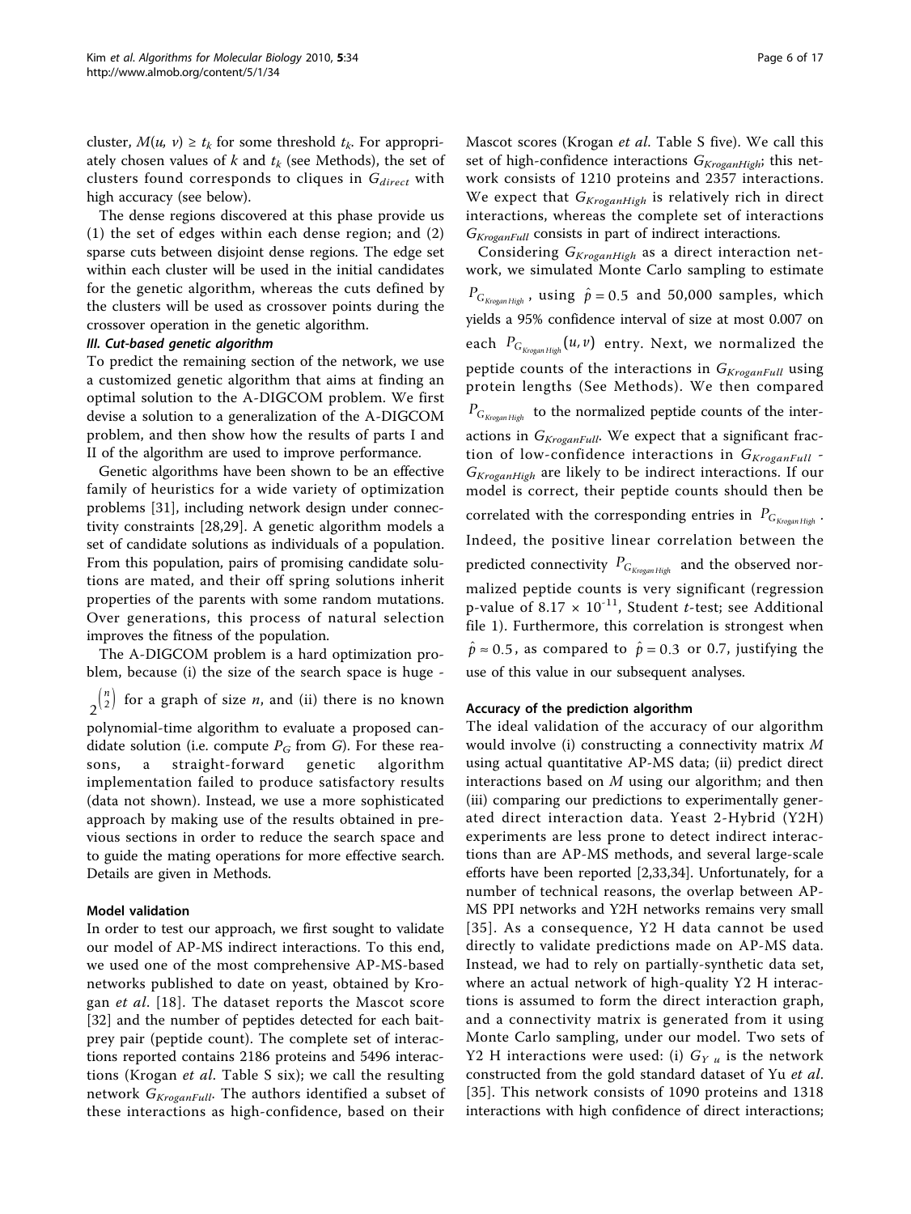cluster, $M(u, v) \geq t_k$ for some threshold $t_k$. For appropriately chosen values of $k$ and $t_k$ (see Methods), the set of clusters found corresponds to cliques in $G_{direct}$ with high accuracy (see below).

The dense regions discovered at this phase provide us (1) the set of edges within each dense region; and (2) sparse cuts between disjoint dense regions. The edge set within each cluster will be used in the initial candidates for the genetic algorithm, whereas the cuts defined by the clusters will be used as crossover points during the crossover operation in the genetic algorithm.

### *III. Cut-based genetic algorithm*

To predict the remaining section of the network, we use a customized genetic algorithm that aims at finding an optimal solution to the A-DIGCOM problem. We first devise a solution to a generalization of the A-DIGCOM problem, and then show how the results of parts I and II of the algorithm are used to improve performance.

Genetic algorithms have been shown to be an effective family of heuristics for a wide variety of optimization problems [31], including network design under connectivity constraints [28,29]. A genetic algorithm models a set of candidate solutions as individuals of a population. From this population, pairs of promising candidate solutions are mated, and their off spring solutions inherit properties of the parents with some random mutations. Over generations, this process of natural selection improves the fitness of the population.

The A-DIGCOM problem is a hard optimization problem, because (i) the size of the search space is huge - $2^{\binom{n}{2}}$ for a graph of size $n$, and (ii) there is no known polynomial-time algorithm to evaluate a proposed candidate solution (i.e. compute $P_G$ from $G$). For these reasons, a straight-forward genetic algorithm implementation failed to produce satisfactory results (data not shown). Instead, we use a more sophisticated approach by making use of the results obtained in previous sections in order to reduce the search space and to guide the mating operations for more effective search. Details are given in Methods.

## Model validation

In order to test our approach, we first sought to validate our model of AP-MS indirect interactions. To this end, we used one of the most comprehensive AP-MS-based networks published to date on yeast, obtained by Krogan *et al*. [18]. The dataset reports the Mascot score [32] and the number of peptides detected for each bait-prey pair (peptide count). The complete set of interactions reported contains 2186 proteins and 5496 interactions (Krogan *et al*. Table S six); we call the resulting network $G_{KroganFull}$. The authors identified a subset of these interactions as high-confidence, based on their Mascot scores (Krogan *et al*. Table S five). We call this set of high-confidence interactions $G_{KroganHigh}$; this network consists of 1210 proteins and 2357 interactions. We expect that $G_{KroganHigh}$ is relatively rich in direct interactions, whereas the complete set of interactions $G_{KroganFull}$ consists in part of indirect interactions.

Considering $G_{KroganHigh}$ as a direct interaction network, we simulated Monte Carlo sampling to estimate $P_{G_{KroganHigh}}$, using $\hat{p} = 0.5$ and 50,000 samples, which yields a 95% confidence interval of size at most 0.007 on each $P_{G_{KroganHigh}}(u, v)$ entry. Next, we normalized the peptide counts of the interactions in $G_{KroganFull}$ using protein lengths (See Methods). We then compared $P_{G_{KroganHigh}}$ to the normalized peptide counts of the interactions in $G_{KroganFull}$. We expect that a significant fraction of low-confidence interactions in $G_{KroganFull}$ - $G_{KroganHigh}$ are likely to be indirect interactions. If our model is correct, their peptide counts should then be correlated with the corresponding entries in $P_{G_{KroganHigh}}$. Indeed, the positive linear correlation between the predicted connectivity $P_{G_{KroganHigh}}$ and the observed normalized peptide counts is very significant (regression p-value of $8.17 \times 10^{-11}$, Student *t*-test; see Additional file 1). Furthermore, this correlation is strongest when $\hat{p} \approx 0.5$, as compared to $\hat{p} = 0.3$ or 0.7, justifying the use of this value in our subsequent analyses.

## Accuracy of the prediction algorithm

The ideal validation of the accuracy of our algorithm would involve (i) constructing a connectivity matrix $M$ using actual quantitative AP-MS data; (ii) predict direct interactions based on $M$ using our algorithm; and then (iii) comparing our predictions to experimentally generated direct interaction data. Yeast 2-Hybrid (Y2H) experiments are less prone to detect indirect interactions than are AP-MS methods, and several large-scale efforts have been reported [2,33,34]. Unfortunately, for a number of technical reasons, the overlap between AP-MS PPI networks and Y2H networks remains very small [35]. As a consequence, Y2 H data cannot be used directly to validate predictions made on AP-MS data. Instead, we had to rely on partially-synthetic data set, where an actual network of high-quality Y2 H interactions is assumed to form the direct interaction graph, and a connectivity matrix is generated from it using Monte Carlo sampling, under our model. Two sets of Y2 H interactions were used: (i) $G_{Yu}$ is the network constructed from the gold standard dataset of Yu *et al*. [35]. This network consists of 1090 proteins and 1318 interactions with high confidence of direct interactions;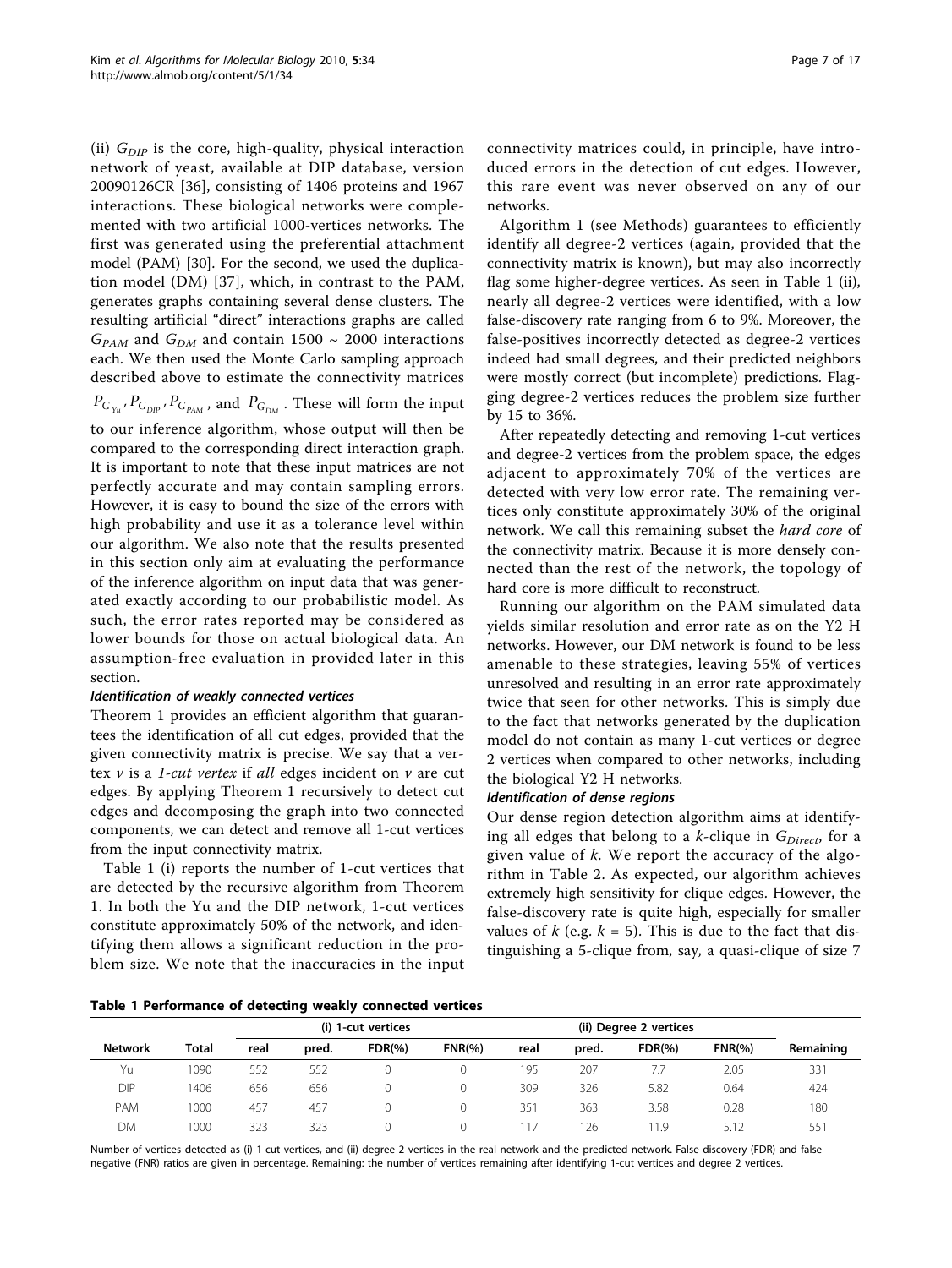(ii) $G_{DIP}$ is the core, high-quality, physical interaction network of yeast, available at DIP database, version 20090126CR [36], consisting of 1406 proteins and 1967 interactions. These biological networks were complemented with two artificial 1000-vertices networks. The first was generated using the preferential attachment model (PAM) [30]. For the second, we used the duplication model (DM) [37], which, in contrast to the PAM, generates graphs containing several dense clusters. The resulting artificial "direct" interactions graphs are called $G_{PAM}$ and $G_{DM}$ and contain 1500 ~ 2000 interactions each. We then used the Monte Carlo sampling approach described above to estimate the connectivity matrices $P_{G_{Yu}}, P_{G_{DIP}}, P_{G_{PAM}}$, and $P_{G_{DM}}$. These will form the input to our inference algorithm, whose output will then be compared to the corresponding direct interaction graph. It is important to note that these input matrices are not perfectly accurate and may contain sampling errors. However, it is easy to bound the size of the errors with high probability and use it as a tolerance level within our algorithm. We also note that the results presented in this section only aim at evaluating the performance of the inference algorithm on input data that was generated exactly according to our probabilistic model. As such, the error rates reported may be considered as lower bounds for those on actual biological data. An assumption-free evaluation in provided later in this section.

#### *Identification of weakly connected vertices*

Theorem 1 provides an efficient algorithm that guarantees the identification of all cut edges, provided that the given connectivity matrix is precise. We say that a vertex $v$ is a *1-cut vertex* if *all* edges incident on $v$ are cut edges. By applying Theorem 1 recursively to detect cut edges and decomposing the graph into two connected components, we can detect and remove all 1-cut vertices from the input connectivity matrix.

Table 1 (i) reports the number of 1-cut vertices that are detected by the recursive algorithm from Theorem 1. In both the Yu and the DIP network, 1-cut vertices constitute approximately 50% of the network, and identifying them allows a significant reduction in the problem size. We note that the inaccuracies in the input connectivity matrices could, in principle, have introduced errors in the detection of cut edges. However, this rare event was never observed on any of our networks.

Algorithm 1 (see Methods) guarantees to efficiently identify all degree-2 vertices (again, provided that the connectivity matrix is known), but may also incorrectly flag some higher-degree vertices. As seen in Table 1 (ii), nearly all degree-2 vertices were identified, with a low false-discovery rate ranging from 6 to 9%. Moreover, the false-positives incorrectly detected as degree-2 vertices indeed had small degrees, and their predicted neighbors were mostly correct (but incomplete) predictions. Flagging degree-2 vertices reduces the problem size further by 15 to 36%.

After repeatedly detecting and removing 1-cut vertices and degree-2 vertices from the problem space, the edges adjacent to approximately 70% of the vertices are detected with very low error rate. The remaining vertices only constitute approximately 30% of the original network. We call this remaining subset the *hard core* of the connectivity matrix. Because it is more densely connected than the rest of the network, the topology of hard core is more difficult to reconstruct.

Running our algorithm on the PAM simulated data yields similar resolution and error rate as on the Y2 H networks. However, our DM network is found to be less amenable to these strategies, leaving 55% of vertices unresolved and resulting in an error rate approximately twice that seen for other networks. This is simply due to the fact that networks generated by the duplication model do not contain as many 1-cut vertices or degree 2 vertices when compared to other networks, including the biological Y2 H networks.

#### *Identification of dense regions*

Our dense region detection algorithm aims at identifying all edges that belong to a $k$-clique in $G_{Direct}$, for a given value of $k$. We report the accuracy of the algorithm in Table 2. As expected, our algorithm achieves extremely high sensitivity for clique edges. However, the false-discovery rate is quite high, especially for smaller values of $k$ (e.g. $k$ = 5). This is due to the fact that distinguishing a 5-clique from, say, a quasi-clique of size 7

**Table 1 Performance of detecting weakly connected vertices**

| | | (i) 1-cut vertices | | | | (ii) Degree 2 vertices | | | | |
|---|---|---|---|---|---|---|---|---|---|---|
| Network | Total | real | pred. | FDR(%) | FNR(%) | real | pred. | FDR(%) | FNR(%) | Remaining |
| Yu | 1090 | 552 | 552 | 0 | 0 | 195 | 207 | 7.7 | 2.05 | 331 |
| DIP | 1406 | 656 | 656 | 0 | 0 | 309 | 326 | 5.82 | 0.64 | 424 |
| PAM | 1000 | 457 | 457 | 0 | 0 | 351 | 363 | 3.58 | 0.28 | 180 |
| DM | 1000 | 323 | 323 | 0 | 0 | 117 | 126 | 11.9 | 5.12 | 551 |

Number of vertices detected as (i) 1-cut vertices, and (ii) degree 2 vertices in the real network and the predicted network. False discovery (FDR) and false negative (FNR) ratios are given in percentage. Remaining: the number of vertices remaining after identifying 1-cut vertices and degree 2 vertices.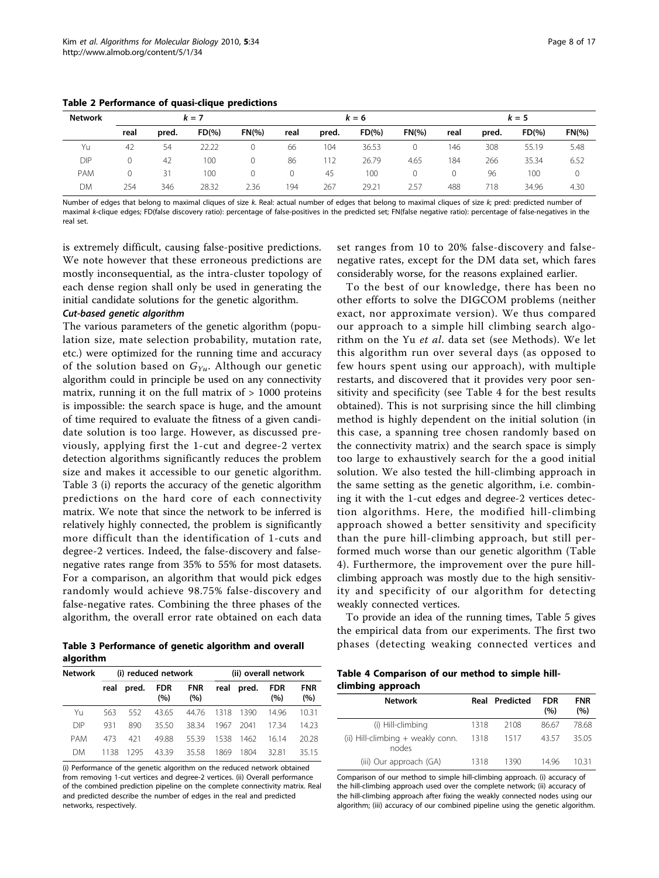**Table 2 Performance of quasi-clique predictions**

| Network | $k = 7$ | | | | $k = 6$ | | | | $k = 5$ | | | |
|---|---|---|---|---|---|---|---|---|---|---|---|---|
| | real | pred. | FD(%) | FN(%) | real | pred. | FD(%) | FN(%) | real | pred. | FD(%) | FN(%) |
| Yu | 42 | 54 | 22.22 | 0 | 66 | 104 | 36.53 | 0 | 146 | 308 | 55.19 | 5.48 |
| DIP | 0 | 42 | 100 | 0 | 86 | 112 | 26.79 | 4.65 | 184 | 266 | 35.34 | 6.52 |
| PAM | 0 | 31 | 100 | 0 | 0 | 45 | 100 | 0 | 0 | 96 | 100 | 0 |
| DM | 254 | 346 | 28.32 | 2.36 | 194 | 267 | 29.21 | 2.57 | 488 | 718 | 34.96 | 4.30 |

Number of edges that belong to maximal cliques of size $k$. Real: actual number of edges that belong to maximal cliques of size $k$; pred: predicted number of maximal $k$-clique edges; FD(false discovery ratio): percentage of false-positives in the predicted set; FN(false negative ratio): percentage of false-negatives in the real set.

is extremely difficult, causing false-positive predictions. We note however that these erroneous predictions are mostly inconsequential, as the intra-cluster topology of each dense region shall only be used in generating the initial candidate solutions for the genetic algorithm.

*Cut-based genetic algorithm*

The various parameters of the genetic algorithm (population size, mate selection probability, mutation rate, etc.) were optimized for the running time and accuracy of the solution based on $G_{Yu}$. Although our genetic algorithm could in principle be used on any connectivity matrix, running it on the full matrix of > 1000 proteins is impossible: the search space is huge, and the amount of time required to evaluate the fitness of a given candidate solution is too large. However, as discussed previously, applying first the 1-cut and degree-2 vertex detection algorithms significantly reduces the problem size and makes it accessible to our genetic algorithm. Table 3 (i) reports the accuracy of the genetic algorithm predictions on the hard core of each connectivity matrix. We note that since the network to be inferred is relatively highly connected, the problem is significantly more difficult than the identification of 1-cuts and degree-2 vertices. Indeed, the false-discovery and false-negative rates range from 35% to 55% for most datasets. For a comparison, an algorithm that would pick edges randomly would achieve 98.75% false-discovery and false-negative rates. Combining the three phases of the algorithm, the overall error rate obtained on each data set ranges from 10 to 20% false-discovery and false-negative rates, except for the DM data set, which fares considerably worse, for the reasons explained earlier.

**Table 3 Performance of genetic algorithm and overall algorithm**

| Network | (i) reduced network | | | | (ii) overall network | | | |
|---|---|---|---|---|---|---|---|---|
| | real | pred. | FDR (%) | FNR (%) | real | pred. | FDR (%) | FNR (%) |
| Yu | 563 | 552 | 43.65 | 44.76 | 1318 | 1390 | 14.96 | 10.31 |
| DIP | 931 | 890 | 35.50 | 38.34 | 1967 | 2041 | 17.34 | 14.23 |
| PAM | 473 | 421 | 49.88 | 55.39 | 1538 | 1462 | 16.14 | 20.28 |
| DM | 1138 | 1295 | 43.39 | 35.58 | 1869 | 1804 | 32.81 | 35.15 |

(i) Performance of the genetic algorithm on the reduced network obtained from removing 1-cut vertices and degree-2 vertices. (ii) Overall performance of the combined prediction pipeline on the complete connectivity matrix. Real and predicted describe the number of edges in the real and predicted networks, respectively.

To the best of our knowledge, there has been no other efforts to solve the DIGCOM problems (neither exact, nor approximate version). We thus compared our approach to a simple hill climbing search algorithm on the Yu *et al*. data set (see Methods). We let this algorithm run over several days (as opposed to few hours spent using our approach), with multiple restarts, and discovered that it provides very poor sensitivity and specificity (see Table 4 for the best results obtained). This is not surprising since the hill climbing method is highly dependent on the initial solution (in this case, a spanning tree chosen randomly based on the connectivity matrix) and the search space is simply too large to exhaustively search for the a good initial solution. We also tested the hill-climbing approach in the same setting as the genetic algorithm, i.e. combining it with the 1-cut edges and degree-2 vertices detection algorithms. Here, the modified hill-climbing approach showed a better sensitivity and specificity than the pure hill-climbing approach, but still performed much worse than our genetic algorithm (Table 4). Furthermore, the improvement over the pure hill-climbing approach was mostly due to the high sensitivity and specificity of our algorithm for detecting weakly connected vertices.

To provide an idea of the running times, Table 5 gives the empirical data from our experiments. The first two phases (detecting weaking connected vertices and

**Table 4 Comparison of our method to simple hill-climbing approach**

| Network | Real | Predicted | FDR (%) | FNR (%) |
|---|---|---|---|---|
| (i) Hill-climbing | 1318 | 2108 | 86.67 | 78.68 |
| (ii) Hill-climbing + weakly conn. nodes | 1318 | 1517 | 43.57 | 35.05 |
| (iii) Our approach (GA) | 1318 | 1390 | 14.96 | 10.31 |

Comparison of our method to simple hill-climbing approach. (i) accuracy of the hill-climbing approach used over the complete network; (ii) accuracy of the hill-climbing approach after fixing the weakly connected nodes using our algorithm; (iii) accuracy of our combined pipeline using the genetic algorithm.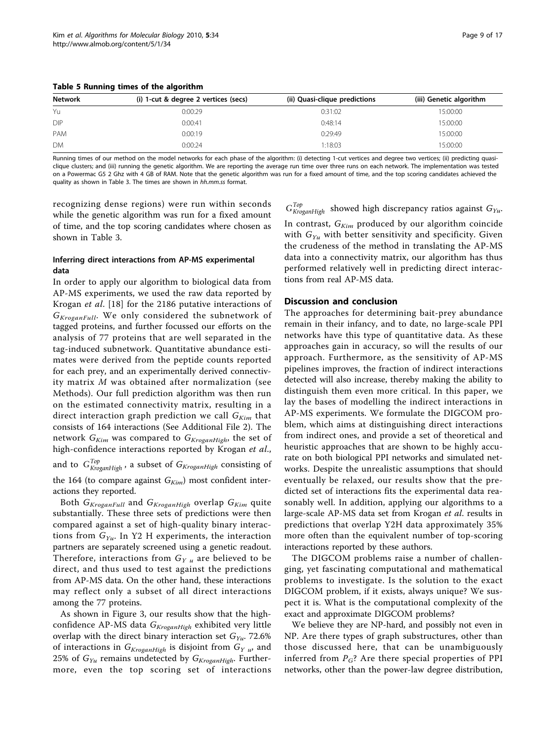**Table 5 Running times of the algorithm**

| Network | (i) 1-cut & degree 2 vertices (secs) | (ii) Quasi-clique predictions | (iii) Genetic algorithm |
|---|---|---|---|
| Yu | 0:00:29 | 0:31:02 | 15:00:00 |
| DIP | 0:00:41 | 0:48:14 | 15:00:00 |
| PAM | 0:00:19 | 0:29:49 | 15:00:00 |
| DM | 0:00:24 | 1:18:03 | 15:00:00 |

Running times of our method on the model networks for each phase of the algorithm: (i) detecting 1-cut vertices and degree two vertices; (ii) predicting quasi-clique clusters; and (iii) running the genetic algorithm. We are reporting the average run time over three runs on each network. The implementation was tested on a Powermac G5 2 Ghz with 4 GB of RAM. Note that the genetic algorithm was run for a fixed amount of time, and the top scoring candidates achieved the quality as shown in Table 3. The times are shown in *hh.mm.ss* format.

recognizing dense regions) were run within seconds while the genetic algorithm was run for a fixed amount of time, and the top scoring candidates where chosen as shown in Table 3.

### Inferring direct interactions from AP-MS experimental data

In order to apply our algorithm to biological data from AP-MS experiments, we used the raw data reported by Krogan *et al*. [18] for the 2186 putative interactions of $G_{KroganFull}$. We only considered the subnetwork of tagged proteins, and further focussed our efforts on the analysis of 77 proteins that are well separated in the tag-induced subnetwork. Quantitative abundance estimates were derived from the peptide counts reported for each prey, and an experimentally derived connectivity matrix $M$ was obtained after normalization (see Methods). Our full prediction algorithm was then run on the estimated connectivity matrix, resulting in a direct interaction graph prediction we call $G_{Kim}$ that consists of 164 interactions (See Additional File 2). The network $G_{Kim}$ was compared to $G_{KroganHigh}$, the set of high-confidence interactions reported by Krogan *et al*., and to $G^{Top}_{KroganHigh}$, a subset of $G_{KroganHigh}$ consisting of the 164 (to compare against $G_{Kim}$) most confident interactions they reported.

Both $G_{KroganFull}$ and $G_{KroganHigh}$ overlap $G_{Kim}$ quite substantially. These three sets of predictions were then compared against a set of high-quality binary interactions from $G_{Yu}$. In Y2 H experiments, the interaction partners are separately screened using a genetic readout. Therefore, interactions from $G_{Yu}$ are believed to be direct, and thus used to test against the predictions from AP-MS data. On the other hand, these interactions may reflect only a subset of all direct interactions among the 77 proteins.

As shown in Figure 3, our results show that the high-confident AP-MS data $G_{KroganHigh}$ exhibited very little overlap with the direct binary interaction set $G_{Yu}$. 72.6% of interactions in $G_{KroganHigh}$ is disjoint from $G_{Yu}$, and 25% of $G_{Yu}$ remains undetected by $G_{KroganHigh}$. Furthermore, even the top scoring set of interactions $G^{Top}_{KroganHigh}$ showed high discrepancy ratios against $G_{Yu}$. In contrast, $G_{Kim}$ produced by our algorithm coincide with $G_{Yu}$ with better sensitivity and specificity. Given the crudeness of the method in translating the AP-MS data into a connectivity matrix, our algorithm has thus performed relatively well in predicting direct interactions from real AP-MS data.

## Discussion and conclusion

The approaches for determining bait-prey abundance remain in their infancy, and to date, no large-scale PPI networks have this type of quantitative data. As these approaches gain in accuracy, so will the results of our approach. Furthermore, as the sensitivity of AP-MS pipelines improves, the fraction of indirect interactions detected will also increase, thereby making the ability to distinguish them even more critical. In this paper, we lay the bases of modelling the indirect interactions in AP-MS experiments. We formulate the DIGCOM problem, which aims at distinguishing direct interactions from indirect ones, and provide a set of theoretical and heuristic approaches that are shown to be highly accurate on both biological PPI networks and simulated networks. Despite the unrealistic assumptions that should eventually be relaxed, our results show that the predicted set of interactions fits the experimental data reasonably well. In addition, applying our algorithms to a large-scale AP-MS data set from Krogan *et al*. results in predictions that overlap Y2H data approximately 35% more often than the equivalent number of top-scoring interactions reported by these authors.

The DIGCOM problems raise a number of challenging, yet fascinating computational and mathematical problems to investigate. Is the solution to the exact DIGCOM problem, if it exists, always unique? We suspect it is. What is the computational complexity of the exact and approximate DIGCOM problems?

We believe they are NP-hard, and possibly not even in NP. Are there types of graph substructures, other than those discussed here, that can be unambiguously inferred from $P_G$? Are there special properties of PPI networks, other than the power-law degree distribution,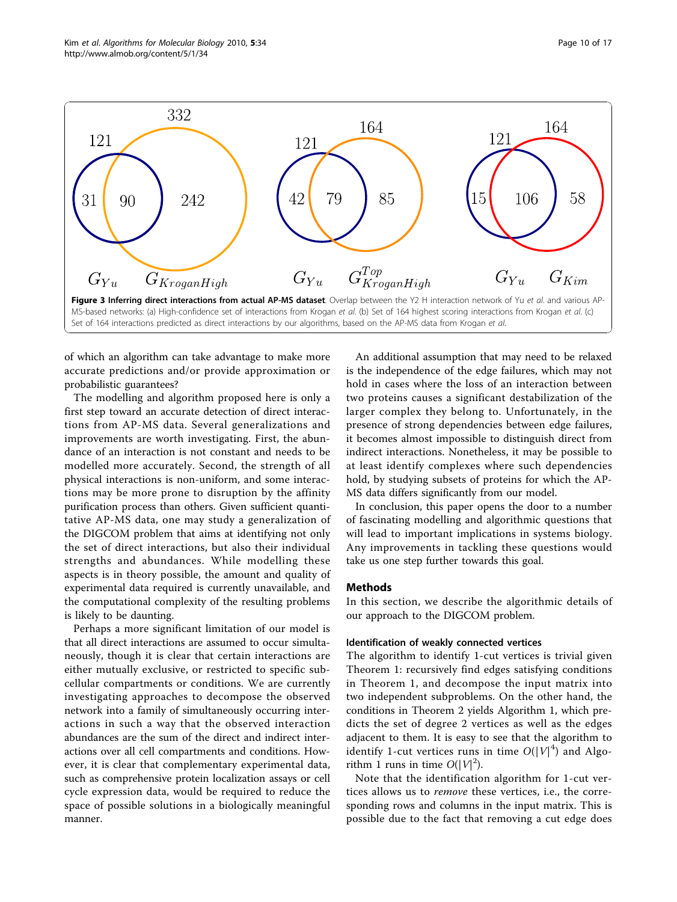332

121

31

90

242

$G_{Yu}$

$G_{KroganHigh}$

164

121

42

79

85

$G_{Yu}$

$G^{Top}_{KroganHigh}$

164

121

15

106

58

$G_{Yu}$

$G_{Kim}$

**Figure 3 Inferring direct interactions from actual AP-MS dataset**. Overlap between the Y2 H interaction network of Yu *et al.* and various AP-MS-based networks: (a) High-confidence set of interactions from Krogan *et al.* (b) Set of 164 highest scoring interactions from Krogan *et al.* (c) Set of 164 interactions predicted as direct interactions by our algorithms, based on the AP-MS data from Krogan *et al.*

of which an algorithm can take advantage to make more accurate predictions and/or provide approximation or probabilistic guarantees?

The modelling and algorithm proposed here is only a first step toward an accurate detection of direct interactions from AP-MS data. Several generalizations and improvements are worth investigating. First, the abundance of an interaction is not constant and needs to be modelled more accurately. Second, the strength of all physical interactions is non-uniform, and some interactions may be more prone to disruption by the affinity purification process than others. Given sufficient quantitative AP-MS data, one may study a generalization of the DIGCOM problem that aims at identifying not only the set of direct interactions, but also their individual strengths and abundances. While modelling these aspects is in theory possible, the amount and quality of experimental data required is currently unavailable, and the computational complexity of the resulting problems is likely to be daunting.

Perhaps a more significant limitation of our model is that all direct interactions are assumed to occur simultaneously, though it is clear that certain interactions are either mutually exclusive, or restricted to specific sub-cellular compartments or conditions. We are currently investigating approaches to decompose the observed network into a family of simultaneously occurring interactions in such a way that the observed interaction abundances are the sum of the direct and indirect interactions over all cell compartments and conditions. However, it is clear that complementary experimental data, such as comprehensive protein localization assays or cell cycle expression data, would be required to reduce the space of possible solutions in a biologically meaningful manner.

An additional assumption that may need to be relaxed is the independence of the edge failures, which may not hold in cases where the loss of an interaction between two proteins causes a significant destabilization of the larger complex they belong to. Unfortunately, in the presence of strong dependencies between edge failures, it becomes almost impossible to distinguish direct from indirect interactions. Nonetheless, it may be possible to at least identify complexes where such dependencies hold, by studying subsets of proteins for which the AP-MS data differs significantly from our model.

In conclusion, this paper opens the door to a number of fascinating modelling and algorithmic questions that will lead to important implications in systems biology. Any improvements in tackling these questions would take us one step further towards this goal.

## Methods

In this section, we describe the algorithmic details of our approach to the DIGCOM problem.

### Identification of weakly connected vertices

The algorithm to identify 1-cut vertices is trivial given Theorem 1: recursively find edges satisfying conditions in Theorem 1, and decompose the input matrix into two independent subproblems. On the other hand, the conditions in Theorem 2 yields Algorithm 1, which predicts the set of degree 2 vertices as well as the edges adjacent to them. It is easy to see that the algorithm to identify 1-cut vertices runs in time $O(|V|^4)$ and Algorithm 1 runs in time $O(|V|^2)$.

Note that the identification algorithm for 1-cut vertices allows us to *remove* these vertices, i.e., the corresponding rows and columns in the input matrix. This is possible due to the fact that removing a cut edge does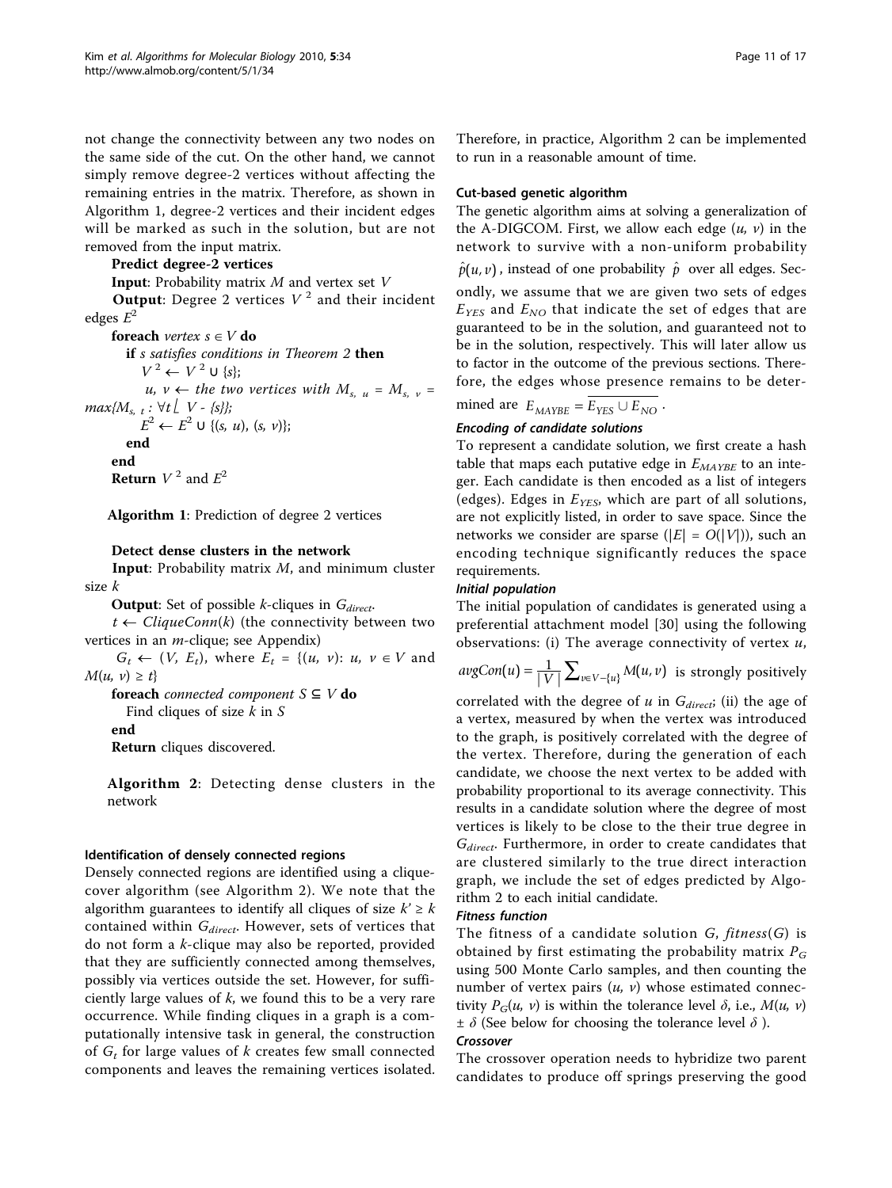not change the connectivity between any two nodes on the same side of the cut. On the other hand, we cannot simply remove degree-2 vertices without affecting the remaining entries in the matrix. Therefore, as shown in Algorithm 1, degree-2 vertices and their incident edges will be marked as such in the solution, but are not removed from the input matrix.

**Predict degree-2 vertices**

**Input**: Probability matrix $M$ and vertex set $V$

**Output**: Degree 2 vertices $V^2$ and their incident edges $E^2$

**foreach** *vertex* $s \in V$ **do**

  **if** *s satisfies conditions in Theorem 2* **then**

    $V^2 \leftarrow V^2 \cup \{s\}$;

    $u, v \leftarrow$ *the two vertices with* $M_{s,u} = M_{s,v} = max\{M_{s,t} : \forall t \in V - \{s\}\}$;

    $E^2 \leftarrow E^2 \cup \{(s, u), (s, v)\}$;

  **end**

**end**

**Return** $V^2$ and $E^2$

**Algorithm 1**: Prediction of degree 2 vertices

**Detect dense clusters in the network**

**Input**: Probability matrix $M$, and minimum cluster size $k$

**Output**: Set of possible $k$-cliques in $G_{direct}$.

$t \leftarrow CliqueConn(k)$ (the connectivity between two vertices in an $m$-clique; see Appendix)

$G_t \leftarrow (V, E_t)$, where $E_t = \{(u, v): u, v \in V$ and $M(u, v) \geq t\}$

**foreach** *connected component* $S \subseteq V$ **do**

  Find cliques of size $k$ in $S$

**end**

**Return** cliques discovered.

**Algorithm 2**: Detecting dense clusters in the network

### Identification of densely connected regions

Densely connected regions are identified using a clique-cover algorithm (see Algorithm 2). We note that the algorithm guarantees to identify all cliques of size $k' \geq k$ contained within $G_{direct}$. However, sets of vertices that do not form a $k$-clique may also be reported, provided that they are sufficiently connected among themselves, possibly via vertices outside the set. However, for sufficiently large values of $k$, we found this to be a very rare occurrence. While finding cliques in a graph is a computationally intensive task in general, the construction of $G_t$ for large values of $k$ creates few small connected components and leaves the remaining vertices isolated. Therefore, in practice, Algorithm 2 can be implemented to run in a reasonable amount of time.

### Cut-based genetic algorithm

The genetic algorithm aims at solving a generalization of the A-DIGCOM. First, we allow each edge $(u, v)$ in the network to survive with a non-uniform probability $\hat{p}(u, v)$, instead of one probability $\hat{p}$ over all edges. Secondly, we assume that we are given two sets of edges $E_{YES}$ and $E_{NO}$ that indicate the set of edges that are guaranteed to be in the solution, and guaranteed not to be in the solution, respectively. This will later allow us to factor in the outcome of the previous sections. Therefore, the edges whose presence remains to be determined are $E_{MAYBE} = \overline{E_{YES} \cup E_{NO}}$.

#### *Encoding of candidate solutions*

To represent a candidate solution, we first create a hash table that maps each putative edge in $E_{MAYBE}$ to an integer. Each candidate is then encoded as a list of integers (edges). Edges in $E_{YES}$, which are part of all solutions, are not explicitly listed, in order to save space. Since the networks we consider are sparse ($|E| = O(|V|)$), such an encoding technique significantly reduces the space requirements.

#### *Initial population*

The initial population of candidates is generated using a preferential attachment model [30] using the following observations: (i) The average connectivity of vertex $u$, $avgCon(u) = \frac{1}{|V|} \sum_{v \in V - \{u\}} M(u, v)$ is strongly positively correlated with the degree of $u$ in $G_{direct}$; (ii) the age of a vertex, measured by when the vertex was introduced to the graph, is positively correlated with the degree of the vertex. Therefore, during the generation of each candidate, we choose the next vertex to be added with probability proportional to its average connectivity. This results in a candidate solution where the degree of most vertices is likely to be close to the their true degree in $G_{direct}$. Furthermore, in order to create candidates that are clustered similarly to the true direct interaction graph, we include the set of edges predicted by Algorithm 2 to each initial candidate.

#### *Fitness function*

The fitness of a candidate solution $G$, $fitness(G)$ is obtained by first estimating the probability matrix $P_G$ using 500 Monte Carlo samples, and then counting the number of vertex pairs $(u, v)$ whose estimated connectivity $P_G(u, v)$ is within the tolerance level $\delta$, i.e., $M(u, v) \pm \delta$ (See below for choosing the tolerance level $\delta$ ).

#### *Crossover*

The crossover operation needs to hybridize two parent candidates to produce off springs preserving the good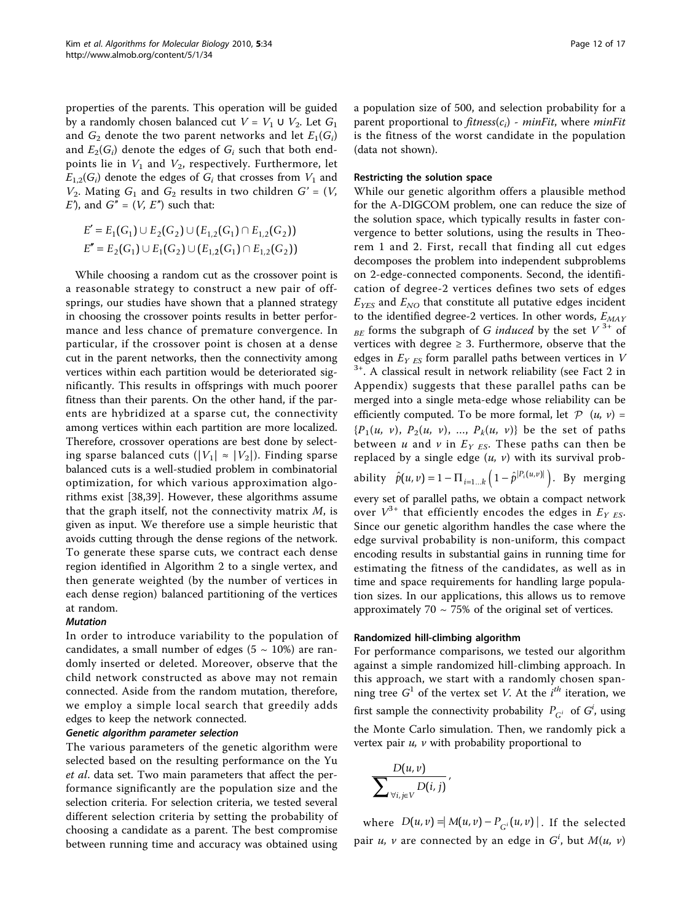properties of the parents. This operation will be guided by a randomly chosen balanced cut $V = V_1 \cup V_2$. Let $G_1$ and $G_2$ denote the two parent networks and let $E_1(G_i)$ and $E_2(G_i)$ denote the edges of $G_i$ such that both endpoints lie in $V_1$ and $V_2$, respectively. Furthermore, let $E_{1,2}(G_i)$ denote the edges of $G_i$ that crosses from $V_1$ and $V_2$. Mating $G_1$ and $G_2$ results in two children $G' = (V, E')$, and $G'' = (V, E'')$ such that:

$$E' = E_1(G_1) \cup E_2(G_2) \cup (E_{1,2}(G_1) \cap E_{1,2}(G_2))$$
$$E'' = E_2(G_1) \cup E_1(G_2) \cup (E_{1,2}(G_1) \cap E_{1,2}(G_2))$$

While choosing a random cut as the crossover point is a reasonable strategy to construct a new pair of offsprings, our studies have shown that a planned strategy in choosing the crossover points results in better performance and less chance of premature convergence. In particular, if the crossover point is chosen at a dense cut in the parent networks, then the connectivity among vertices within each partition would be deteriorated significantly. This results in offsprings with much poorer fitness than their parents. On the other hand, if the parents are hybridized at a sparse cut, the connectivity among vertices within each partition are more localized. Therefore, crossover operations are best done by selecting sparse balanced cuts ($|V_1| \approx |V_2|$). Finding sparse balanced cuts is a well-studied problem in combinatorial optimization, for which various approximation algorithms exist [38,39]. However, these algorithms assume that the graph itself, not the connectivity matrix $M$, is given as input. We therefore use a simple heuristic that avoids cutting through the dense regions of the network. To generate these sparse cuts, we contract each dense region identified in Algorithm 2 to a single vertex, and then generate weighted (by the number of vertices in each dense region) balanced partitioning of the vertices at random.

#### *Mutation*

In order to introduce variability to the population of candidates, a small number of edges (5 ~ 10%) are randomly inserted or deleted. Moreover, observe that the child network constructed as above may not remain connected. Aside from the random mutation, therefore, we employ a simple local search that greedily adds edges to keep the network connected.

#### *Genetic algorithm parameter selection*

The various parameters of the genetic algorithm were selected based on the resulting performance on the Yu *et al*. data set. Two main parameters that affect the performance significantly are the population size and the selection criteria. For selection criteria, we tested several different selection criteria by setting the probability of choosing a candidate as a parent. The best compromise between running time and accuracy was obtained using a population size of 500, and selection probability for a parent proportional to *fitness*($c_i$) - *minFit*, where *minFit* is the fitness of the worst candidate in the population (data not shown).

### Restricting the solution space

While our genetic algorithm offers a plausible method for the A-DIGCOM problem, one can reduce the size of the solution space, which typically results in faster convergence to better solutions, using the results in Theorem 1 and 2. First, recall that finding all cut edges decomposes the problem into independent subproblems on 2-edge-connected components. Second, the identification of degree-2 vertices defines two sets of edges $E_{YES}$ and $E_{NO}$ that constitute all putative edges incident to the identified degree-2 vertices. In other words, $E_{MAYBE}$ forms the subgraph of $G$ *induced* by the set $V^{3+}$ of vertices with degree ≥ 3. Furthermore, observe that the edges in $E_{YES}$ form parallel paths between vertices in $V^{3+}$. A classical result in network reliability (see Fact 2 in Appendix) suggests that these parallel paths can be merged into a single meta-edge whose reliability can be efficiently computed. To be more formal, let $\mathcal{P}(u, v) = \{P_1(u, v), P_2(u, v), \ldots, P_k(u, v)\}$ be the set of paths between $u$ and $v$ in $E_{YES}$. These paths can then be replaced by a single edge $(u, v)$ with its survival probability $\hat{p}(u,v) = 1 - \prod_{i=1 \ldots k}\left(1 - \hat{p}^{|P_i(u,v)|}\right)$. By merging every set of parallel paths, we obtain a compact network over $V^{3+}$ that efficiently encodes the edges in $E_{YES}$. Since our genetic algorithm handles the case where the edge survival probability is non-uniform, this compact encoding results in substantial gains in running time for estimating the fitness of the candidates, as well as in time and space requirements for handling large population sizes. In our applications, this allows us to remove approximately 70 ~ 75% of the original set of vertices.

### Randomized hill-climbing algorithm

For performance comparisons, we tested our algorithm against a simple randomized hill-climbing approach. In this approach, we start with a randomly chosen spanning tree $G^1$ of the vertex set $V$. At the $i^{th}$ iteration, we first sample the connectivity probability $P_{G^i}$ of $G^i$, using the Monte Carlo simulation. Then, we randomly pick a vertex pair $u$, $v$ with probability proportional to

$$\frac{D(u,v)}{\sum_{\forall i,j \in V} D(i,j)},$$

where $D(u,v) = |M(u,v) - P_{G^i}(u,v)|$. If the selected pair $u$, $v$ are connected by an edge in $G^i$, but $M(u, v)$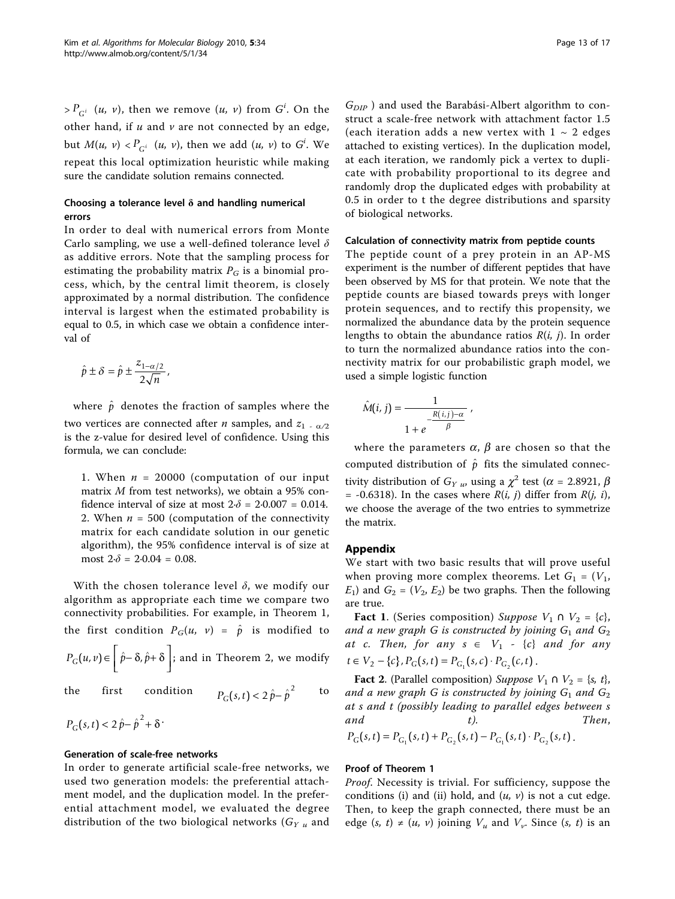$> P_{G^i}(u, v)$, then we remove $(u, v)$ from $G^i$. On the other hand, if $u$ and $v$ are not connected by an edge, but $M(u, v) < P_{G^i}(u, v)$, then we add $(u, v)$ to $G^i$. We repeat this local optimization heuristic while making sure the candidate solution remains connected.

#### Choosing a tolerance level δ and handling numerical errors

In order to deal with numerical errors from Monte Carlo sampling, we use a well-defined tolerance level $\delta$ as additive errors. Note that the sampling process for estimating the probability matrix $P_G$ is a binomial process, which, by the central limit theorem, is closely approximated by a normal distribution. The confidence interval is largest when the estimated probability is equal to 0.5, in which case we obtain a confidence interval of

$$\hat{p} \pm \delta = \hat{p} \pm \frac{z_{1-\alpha/2}}{2\sqrt{n}},$$

where $\hat{p}$ denotes the fraction of samples where the two vertices are connected after $n$ samples, and $z_{1-\alpha/2}$ is the z-value for desired level of confidence. Using this formula, we can conclude:

1. When $n = 20000$ (computation of our input matrix $M$ from test networks), we obtain a 95% confidence interval of size at most $2 \cdot \delta = 2 \cdot 0.007 = 0.014$.
2. When $n = 500$ (computation of the connectivity matrix for each candidate solution in our genetic algorithm), the 95% confidence interval is of size at most $2 \cdot \delta = 2 \cdot 0.04 = 0.08$.

With the chosen tolerance level $\delta$, we modify our algorithm as appropriate each time we compare two connectivity probabilities. For example, in Theorem 1, the first condition $P_G(u, v) = \hat{p}$ is modified to $P_G(u, v) \in \left[\hat{p} - \delta, \hat{p} + \delta\right]$; and in Theorem 2, we modify the first condition $P_G(s, t) < 2\hat{p} - \hat{p}^2$ to $P_G(s, t) < 2\hat{p} - \hat{p}^2 + \delta$.

#### Generation of scale-free networks

In order to generate artificial scale-free networks, we used two generation models: the preferential attachment model, and the duplication model. In the preferential attachment model, we evaluated the degree distribution of the two biological networks ($G_{Y\ u}$ and $G_{DIP}$) and used the Barabási-Albert algorithm to construct a scale-free network with attachment factor 1.5 (each iteration adds a new vertex with 1 ~ 2 edges attached to existing vertices). In the duplication model, at each iteration, we randomly pick a vertex to duplicate with probability proportional to its degree and randomly drop the duplicated edges with probability at 0.5 in order to t the degree distributions and sparsity of biological networks.

#### Calculation of connectivity matrix from peptide counts

The peptide count of a prey protein in an AP-MS experiment is the number of different peptides that have been observed by MS for that protein. We note that the peptide counts are biased towards preys with longer protein sequences, and to rectify this propensity, we normalized the abundance data by the protein sequence lengths to obtain the abundance ratios $R(i, j)$. In order to turn the normalized abundance ratios into the connectivity matrix for our probabilistic graph model, we used a simple logistic function

$$\hat{M}(i, j) = \frac{1}{1 + e^{-\frac{R(i,j)-\alpha}{\beta}}},$$

where the parameters $\alpha$, $\beta$ are chosen so that the computed distribution of $\hat{p}$ fits the simulated connectivity distribution of $G_{Y\ u}$, using a $\chi^2$ test ($\alpha$ = 2.8921, $\beta$ = -0.6318). In the cases where $R(i, j)$ differ from $R(j, i)$, we choose the average of the two entries to symmetrize the matrix.

## Appendix

We start with two basic results that will prove useful when proving more complex theorems. Let $G_1 = (V_1, E_1)$ and $G_2 = (V_2, E_2)$ be two graphs. Then the following are true.

**Fact 1**. (Series composition) *Suppose $V_1 \cap V_2 = \{c\}$, and a new graph G is constructed by joining $G_1$ and $G_2$ at c. Then, for any $s \in V_1 - \{c\}$ and for any $t \in V_2 - \{c\}$, $P_G(s, t) = P_{G_1}(s, c) \cdot P_{G_2}(c, t)$.*

**Fact 2**. (Parallel composition) *Suppose $V_1 \cap V_2 = \{s, t\}$, and a new graph G is constructed by joining $G_1$ and $G_2$ at s and t (possibly leading to parallel edges between s and t). Then, $P_G(s, t) = P_{G_1}(s, t) + P_{G_2}(s, t) - P_{G_1}(s, t) \cdot P_{G_2}(s, t)$.*

#### Proof of Theorem 1

*Proof*. Necessity is trivial. For sufficiency, suppose the conditions (i) and (ii) hold, and $(u, v)$ is not a cut edge. Then, to keep the graph connected, there must be an edge $(s, t) \neq (u, v)$ joining $V_u$ and $V_v$. Since $(s, t)$ is an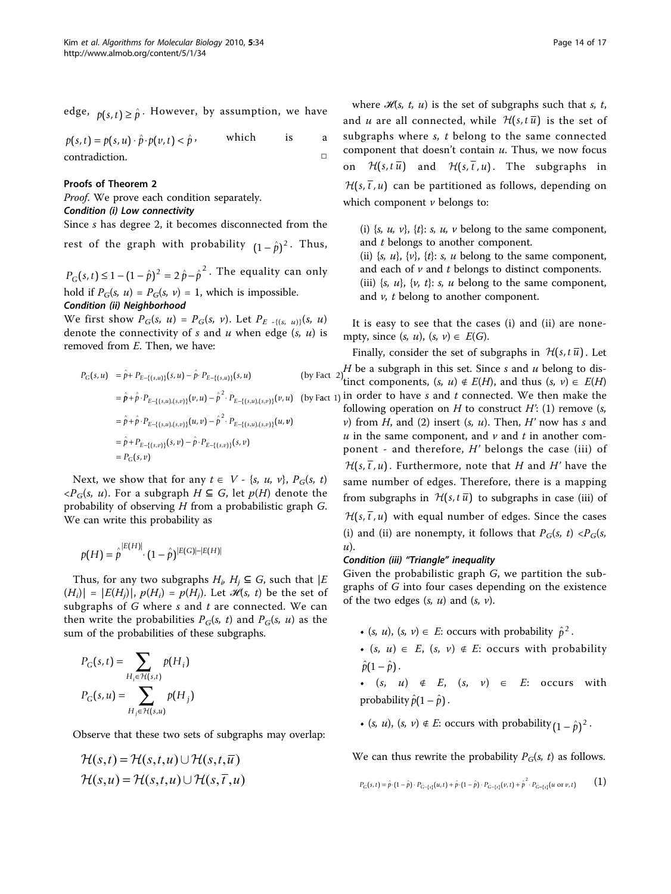edge, $p(s,t) \geq \hat{p}$. However, by assumption, we have $p(s,t) = p(s,u) \cdot \hat{p} \cdot p(v,t) < \hat{p}$, which is a contradiction. □

### Proofs of Theorem 2

*Proof.* We prove each condition separately.

***Condition (i) Low connectivity***

Since *s* has degree 2, it becomes disconnected from the rest of the graph with probability $(1-\hat{p})^2$. Thus, $P_G(s,t) \leq 1-(1-\hat{p})^2 = 2\hat{p}-\hat{p}^2$. The equality can only hold if $P_G(s, u) = P_G(s, v) = 1$, which is impossible.

***Condition (ii) Neighborhood***

We first show $P_G(s, u) = P_G(s, v)$. Let $P_{E-\{(s,u)\}}(s, u)$ denote the connectivity of *s* and *u* when edge $(s, u)$ is removed from *E*. Then, we have:

$$
\begin{aligned}
P_G(s,u) &= \hat{p} + P_{E-\{(s,u)\}}(s,u) - \hat{p} \cdot P_{E-\{(s,u)\}}(s,u) && \text{(by Fact 2)} \\
&= \hat{p} + \hat{p} \cdot P_{E-\{(s,u),(s,v)\}}(v,u) - \hat{p}^2 \cdot P_{E-\{(s,u),(s,v)\}}(v,u) && \text{(by Fact 1)} \\
&= \hat{p} + \hat{p} \cdot P_{E-\{(s,u),(s,v)\}}(u,v) - \hat{p}^2 \cdot P_{E-\{(s,u),(s,v)\}}(u,v) \\
&= \hat{p} + P_{E-\{(s,v)\}}(s,v) - \hat{p} \cdot P_{E-\{(s,v)\}}(s,v) \\
&= P_G(s,v)
\end{aligned}
$$

Next, we show that for any $t \in V - \{s, u, v\}$, $P_G(s, t) < P_G(s, u)$. For a subgraph $H \subseteq G$, let $p(H)$ denote the probability of observing *H* from a probabilistic graph *G*. We can write this probability as

$$
p(H) = \hat{p}^{|E(H)|} \cdot (1-\hat{p})^{|E(G)|-|E(H)|}
$$

Thus, for any two subgraphs $H_i, H_j \subseteq G$, such that $|E(H_i)| = |E(H_j)|$, $p(H_i) = p(H_j)$. Let $\mathcal{H}(s, t)$ be the set of subgraphs of *G* where *s* and *t* are connected. We can then write the probabilities $P_G(s, t)$ and $P_G(s, u)$ as the sum of the probabilities of these subgraphs.

$$
P_G(s,t) = \sum_{H_i \in \mathcal{H}(s,t)} p(H_i)
$$

$$
P_G(s,u) = \sum_{H_j \in \mathcal{H}(s,u)} p(H_j)
$$

Observe that these two sets of subgraphs may overlap:

$$
\mathcal{H}(s,t) = \mathcal{H}(s,t,u) \cup \mathcal{H}(s,t,\overline{u})
$$

$$
\mathcal{H}(s,u) = \mathcal{H}(s,t,u) \cup \mathcal{H}(s,\overline{t},u)
$$

where $\mathcal{H}(s, t, u)$ is the set of subgraphs such that *s*, *t*, and *u* are all connected, while $\mathcal{H}(s, t\,\overline{u})$ is the set of subgraphs where *s*, *t* belong to the same connected component that doesn't contain *u*. Thus, we now focus on $\mathcal{H}(s, t\,\overline{u})$ and $\mathcal{H}(s,\overline{t},u)$. The subgraphs in $\mathcal{H}(s,\overline{t},u)$ can be partitioned as follows, depending on which component *v* belongs to:

(i) {*s*, *u*, *v*}, {*t*}: *s*, *u*, *v* belong to the same component, and *t* belongs to another component.
(ii) {*s*, *u*}, {*v*}, {*t*}: *s*, *u* belong to the same component, and each of *v* and *t* belongs to distinct components.
(iii) {*s*, *u*}, {*v*, *t*}: *s*, *u* belong to the same component, and *v*, *t* belong to another component.

It is easy to see that the cases (i) and (ii) are nonempty, since $(s, u), (s, v) \in E(G)$.

Finally, consider the set of subgraphs in $\mathcal{H}(s, t\,\overline{u})$. Let *H* be a subgraph in this set. Since *s* and *u* belong to distinct components, $(s, u) \notin E(H)$, and thus $(s, v) \in E(H)$ in order to have *s* and *t* connected. We then make the following operation on *H* to construct *H'*: (1) remove $(s, v)$ from *H*, and (2) insert $(s, u)$. Then, *H'* now has *s* and *u* in the same component, and *v* and *t* in another component - and therefore, *H'* belongs the case (iii) of $\mathcal{H}(s,\overline{t},u)$. Furthermore, note that *H* and *H'* have the same number of edges. Therefore, there is a mapping from subgraphs in $\mathcal{H}(s, t\,\overline{u})$ to subgraphs in case (iii) of $\mathcal{H}(s,\overline{t},u)$ with equal number of edges. Since the cases (i) and (ii) are nonempty, it follows that $P_G(s, t) < P_G(s, u)$.

***Condition (iii) "Triangle" inequality***

Given the probabilistic graph *G*, we partition the subgraphs of *G* into four cases depending on the existence of the two edges $(s, u)$ and $(s, v)$.

- $(s, u), (s, v) \in E$: occurs with probability $\hat{p}^2$.
- $(s, u) \in E$, $(s, v) \notin E$: occurs with probability $\hat{p}(1-\hat{p})$.
- $(s, u) \notin E$, $(s, v) \in E$: occurs with probability $\hat{p}(1-\hat{p})$.
- $(s, u), (s, v) \notin E$: occurs with probability $(1-\hat{p})^2$.

We can thus rewrite the probability $P_G(s, t)$ as follows.

$$
P_G(s,t) = \hat{p} \cdot (1-\hat{p}) \cdot P_{G-\{s\}}(u,t) + \hat{p} \cdot (1-\hat{p}) \cdot P_{G-\{s\}}(v,t) + \hat{p}^2 \cdot P_{G-\{s\}}(u \text{ or } v, t) \qquad (1)
$$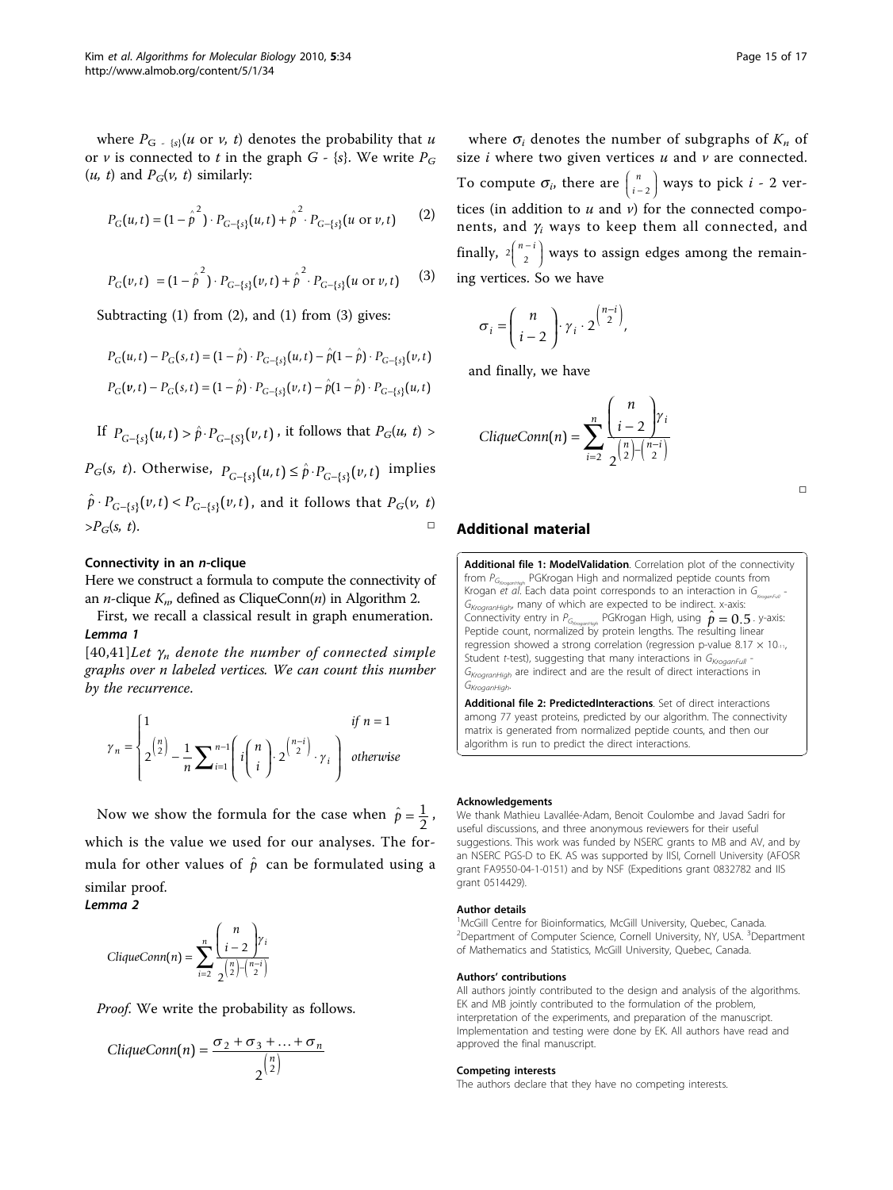where $P_{G-\{s\}}(u \text{ or } v, t)$ denotes the probability that $u$ or $v$ is connected to $t$ in the graph $G$ - $\{s\}$. We write $P_G(u, t)$ and $P_G(v, t)$ similarly:

$$P_G(u,t) = (1-\hat{p}^2)\cdot P_{G-\{s\}}(u,t) + \hat{p}^2 \cdot P_{G-\{s\}}(u \text{ or } v, t) \tag{2}$$

$$P_G(v,t) = (1-\hat{p}^2)\cdot P_{G-\{s\}}(v,t) + \hat{p}^2 \cdot P_{G-\{s\}}(u \text{ or } v, t) \tag{3}$$

Subtracting (1) from (2), and (1) from (3) gives:

$$P_G(u,t) - P_G(s,t) = (1-\hat{p})\cdot P_{G-\{s\}}(u,t) - \hat{p}(1-\hat{p})\cdot P_{G-\{s\}}(v,t)$$

$$P_G(v,t) - P_G(s,t) = (1-\hat{p})\cdot P_{G-\{s\}}(v,t) - \hat{p}(1-\hat{p})\cdot P_{G-\{s\}}(u,t)$$

If $P_{G-\{s\}}(u,t) > \hat{p}\cdot P_{G-\{S\}}(v,t)$, it follows that $P_G(u, t) > P_G(s, t)$. Otherwise, $P_{G-\{s\}}(u,t) \le \hat{p}\cdot P_{G-\{s\}}(v,t)$ implies $\hat{p}\cdot P_{G-\{s\}}(v,t) < P_{G-\{s\}}(v,t)$, and it follows that $P_G(v, t) > P_G(s, t)$. □

### Connectivity in an *n*-clique

Here we construct a formula to compute the connectivity of an *n*-clique $K_n$, defined as CliqueConn($n$) in Algorithm 2.

First, we recall a classical result in graph enumeration.

***Lemma 1***

[40,41]*Let $\gamma_n$ denote the number of connected simple graphs over n labeled vertices. We can count this number by the recurrence.*

$$\gamma_n = \begin{cases} 1 & \text{if } n = 1 \\ 2^{\binom{n}{2}} - \dfrac{1}{n}\displaystyle\sum_{i=1}^{n-1}\left( i\binom{n}{i}\cdot 2^{\binom{n-i}{2}}\cdot\gamma_i \right) & \text{otherwise} \end{cases}$$

Now we show the formula for the case when $\hat{p} = \frac{1}{2}$, which is the value we used for our analyses. The formula for other values of $\hat{p}$ can be formulated using a similar proof.

***Lemma 2***

$$CliqueConn(n) = \sum_{i=2}^{n} \frac{\binom{n}{i-2}\gamma_i}{2^{\binom{n}{2}-\binom{n-i}{2}}}$$

*Proof*. We write the probability as follows.

$$CliqueConn(n) = \frac{\sigma_2 + \sigma_3 + \ldots + \sigma_n}{2^{\binom{n}{2}}}$$

where $\sigma_i$ denotes the number of subgraphs of $K_n$ of size $i$ where two given vertices $u$ and $v$ are connected. To compute $\sigma_i$, there are $\binom{n}{i-2}$ ways to pick $i$ - 2 vertices (in addition to $u$ and $v$) for the connected components, and $\gamma_i$ ways to keep them all connected, and finally, $2^{\binom{n-i}{2}}$ ways to assign edges among the remaining vertices. So we have

$$\sigma_i = \binom{n}{i-2}\cdot\gamma_i\cdot 2^{\binom{n-i}{2}},$$

and finally, we have

$$CliqueConn(n) = \sum_{i=2}^{n} \frac{\binom{n}{i-2}\gamma_i}{2^{\binom{n}{2}-\binom{n-i}{2}}}$$

□

## Additional material

**Additional file 1: ModelValidation**. Correlation plot of the connectivity from $P_{G_{KroganHigh}}$ PGKrogan High and normalized peptide counts from Krogan *et al*. Each data point corresponds to an interaction in $G_{KroganFull}$ - $G_{KrogranHigh}$, many of which are expected to be indirect. x-axis: Connectivity entry in $P_{G_{KroganHigh}}$ PGKrogan High, using $\hat{p} = 0.5$. y-axis: Peptide count, normalized by protein lengths. The resulting linear regression showed a strong correlation (regression p-value $8.17 \times 10^{-11}$, Student *t*-test), suggesting that many interactions in $G_{KroganFull}$ - $G_{KrogranHigh}$ are indirect and are the result of direct interactions in $G_{KroganHigh}$.

**Additional file 2: PredictedInteractions**. Set of direct interactions among 77 yeast proteins, predicted by our algorithm. The connectivity matrix is generated from normalized peptide counts, and then our algorithm is run to predict the direct interactions.

#### Acknowledgements

We thank Mathieu Lavallée-Adam, Benoit Coulombe and Javad Sadri for useful discussions, and three anonymous reviewers for their useful suggestions. This work was funded by NSERC grants to MB and AV, and by an NSERC PGS-D to EK. AS was supported by IISI, Cornell University (AFOSR grant FA9550-04-1-0151) and by NSF (Expeditions grant 0832782 and IIS grant 0514429).

#### Author details

[1]McGill Centre for Bioinformatics, McGill University, Quebec, Canada. [2]Department of Computer Science, Cornell University, NY, USA. [3]Department of Mathematics and Statistics, McGill University, Quebec, Canada.

#### Authors' contributions

All authors jointly contributed to the design and analysis of the algorithms. EK and MB jointly contributed to the formulation of the problem, interpretation of the experiments, and preparation of the manuscript. Implementation and testing were done by EK. All authors have read and approved the final manuscript.

#### Competing interests

The authors declare that they have no competing interests.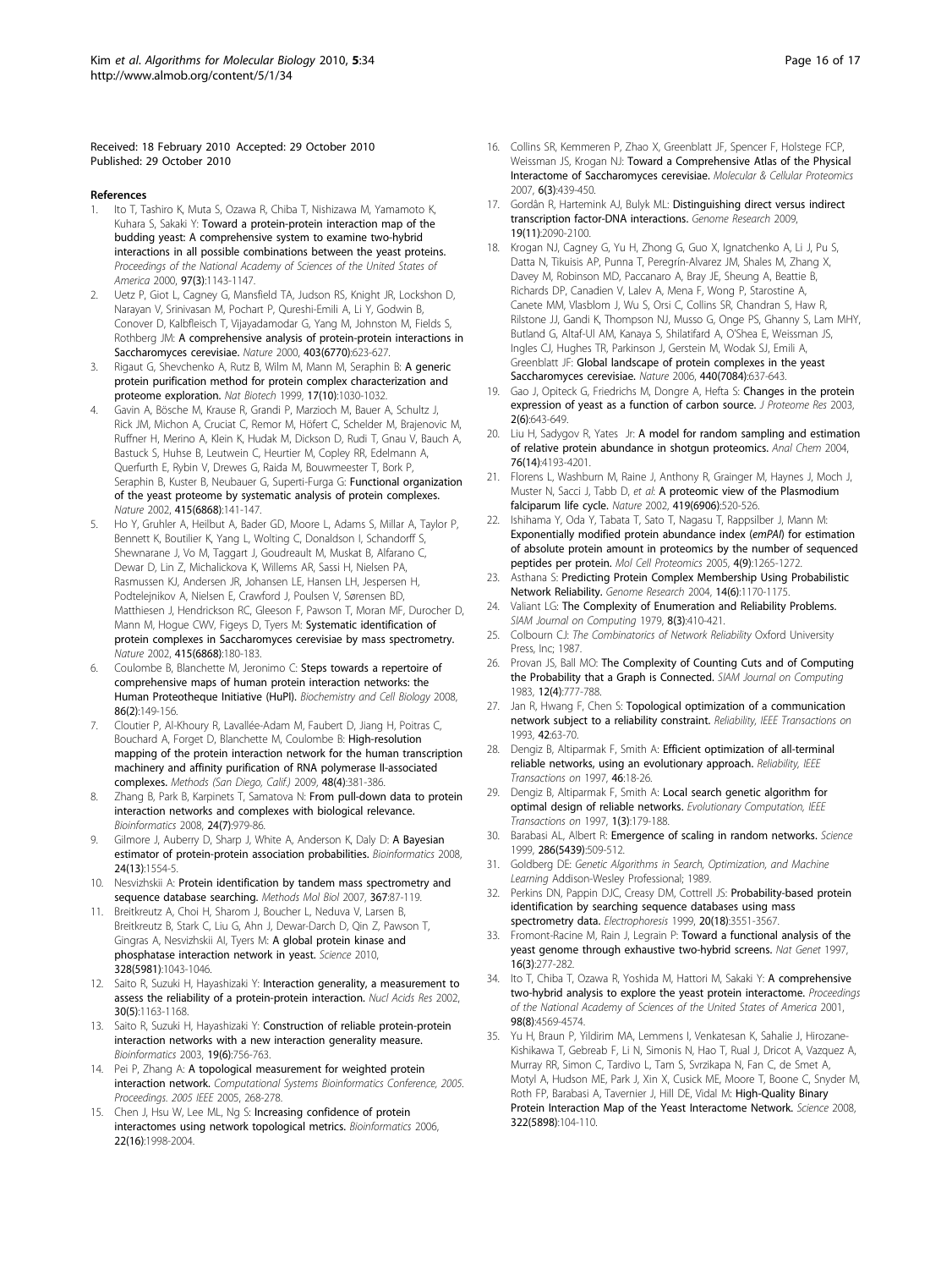Received: 18 February 2010 Accepted: 29 October 2010
Published: 29 October 2010

## References

1. Ito T, Tashiro K, Muta S, Ozawa R, Chiba T, Nishizawa M, Yamamoto K, Kuhara S, Sakaki Y: **Toward a protein-protein interaction map of the budding yeast: A comprehensive system to examine two-hybrid interactions in all possible combinations between the yeast proteins.** *Proceedings of the National Academy of Sciences of the United States of America* 2000, **97(3)**:1143-1147.
2. Uetz P, Giot L, Cagney G, Mansfield TA, Judson RS, Knight JR, Lockshon D, Narayan V, Srinivasan M, Pochart P, Qureshi-Emili A, Li Y, Godwin B, Conover D, Kalbfleisch T, Vijayadamodar G, Yang M, Johnston M, Fields S, Rothberg JM: **A comprehensive analysis of protein-protein interactions in Saccharomyces cerevisiae.** *Nature* 2000, **403(6770)**:623-627.
3. Rigaut G, Shevchenko A, Rutz B, Wilm M, Mann M, Seraphin B: **A generic protein purification method for protein complex characterization and proteome exploration.** *Nat Biotech* 1999, **17(10)**:1030-1032.
4. Gavin A, Bösche M, Krause R, Grandi P, Marzioch M, Bauer A, Schultz J, Rick JM, Michon A, Cruciat C, Remor M, Höfert C, Schelder M, Brajenovic M, Ruffner H, Merino A, Klein K, Hudak M, Dickson D, Rudi T, Gnau V, Bauch A, Bastuck S, Huhse B, Leutwein C, Heurtier M, Copley RR, Edelmann A, Querfurth E, Rybin V, Drewes G, Raida M, Bouwmeester T, Bork P, Seraphin B, Kuster B, Neubauer G, Superti-Furga G: **Functional organization of the yeast proteome by systematic analysis of protein complexes.** *Nature* 2002, **415(6868)**:141-147.
5. Ho Y, Gruhler A, Heilbut A, Bader GD, Moore L, Adams S, Millar A, Taylor P, Bennett K, Boutilier K, Yang L, Wolting C, Donaldson I, Schandorff S, Shewnarane J, Vo M, Taggart J, Goudreault M, Muskat B, Alfarano C, Dewar D, Lin Z, Michalickova K, Willems AR, Sassi H, Nielsen PA, Rasmussen KJ, Andersen JR, Johansen LE, Hansen LH, Jespersen H, Podtelejnikov A, Nielsen E, Crawford J, Poulsen V, Sørensen BD, Matthiesen J, Hendrickson RC, Gleeson F, Pawson T, Moran MF, Durocher D, Mann M, Hogue CWV, Figeys D, Tyers M: **Systematic identification of protein complexes in Saccharomyces cerevisiae by mass spectrometry.** *Nature* 2002, **415(6868)**:180-183.
6. Coulombe B, Blanchette M, Jeronimo C: **Steps towards a repertoire of comprehensive maps of human protein interaction networks: the Human Proteotheque Initiative (HuPI).** *Biochemistry and Cell Biology* 2008, **86(2)**:149-156.
7. Cloutier P, Al-Khoury R, Lavallée-Adam M, Faubert D, Jiang H, Poitras C, Bouchard A, Forget D, Blanchette M, Coulombe B: **High-resolution mapping of the protein interaction network for the human transcription machinery and affinity purification of RNA polymerase II-associated complexes.** *Methods (San Diego, Calif.)* 2009, **48(4)**:381-386.
8. Zhang B, Park B, Karpinets T, Samatova N: **From pull-down data to protein interaction networks and complexes with biological relevance.** *Bioinformatics* 2008, **24(7)**:979-86.
9. Gilmore J, Auberry D, Sharp J, White A, Anderson K, Daly D: **A Bayesian estimator of protein-protein association probabilities.** *Bioinformatics* 2008, **24(13)**:1554-5.
10. Nesvizhskii A: **Protein identification by tandem mass spectrometry and sequence database searching.** *Methods Mol Biol* 2007, **367**:87-119.
11. Breitkreutz A, Choi H, Sharom J, Boucher L, Neduva V, Larsen B, Breitkreutz B, Stark C, Liu G, Ahn J, Dewar-Darch D, Qin Z, Pawson T, Gingras A, Nesvizhskii AI, Tyers M: **A global protein kinase and phosphatase interaction network in yeast.** *Science* 2010, **328(5981)**:1043-1046.
12. Saito R, Suzuki H, Hayashizaki Y: **Interaction generality, a measurement to assess the reliability of a protein-protein interaction.** *Nucl Acids Res* 2002, **30(5)**:1163-1168.
13. Saito R, Suzuki H, Hayashizaki Y: **Construction of reliable protein-protein interaction networks with a new interaction generality measure.** *Bioinformatics* 2003, **19(6)**:756-763.
14. Pei P, Zhang A: **A topological measurement for weighted protein interaction network.** *Computational Systems Bioinformatics Conference, 2005. Proceedings. 2005 IEEE* 2005, 268-278.
15. Chen J, Hsu W, Lee ML, Ng S: **Increasing confidence of protein interactomes using network topological metrics.** *Bioinformatics* 2006, **22(16)**:1998-2004.
16. Collins SR, Kemmeren P, Zhao X, Greenblatt JF, Spencer F, Holstege FCP, Weissman JS, Krogan NJ: **Toward a Comprehensive Atlas of the Physical Interactome of Saccharomyces cerevisiae.** *Molecular & Cellular Proteomics* 2007, **6(3)**:439-450.
17. Gordân R, Hartemink AJ, Bulyk ML: **Distinguishing direct versus indirect transcription factor-DNA interactions.** *Genome Research* 2009, **19(11)**:2090-2100.
18. Krogan NJ, Cagney G, Yu H, Zhong G, Guo X, Ignatchenko A, Li J, Pu S, Datta N, Tikuisis AP, Punna T, Peregrín-Alvarez JM, Shales M, Zhang X, Davey M, Robinson MD, Paccanaro A, Bray JE, Sheung A, Beattie B, Richards DP, Canadien V, Lalev A, Mena F, Wong P, Starostine A, Canete MM, Vlasblom J, Wu S, Orsi C, Collins SR, Chandran S, Haw R, Rilstone JJ, Gandi K, Thompson NJ, Musso G, Onge PS, Ghanny S, Lam MHY, Butland G, Altaf-Ul AM, Kanaya S, Shilatifard A, O'Shea E, Weissman JS, Ingles CJ, Hughes TR, Parkinson J, Gerstein M, Wodak SJ, Emili A, Greenblatt JF: **Global landscape of protein complexes in the yeast Saccharomyces cerevisiae.** *Nature* 2006, **440(7084)**:637-643.
19. Gao J, Opiteck G, Friedrichs M, Dongre A, Hefta S: **Changes in the protein expression of yeast as a function of carbon source.** *J Proteome Res* 2003, **2(6)**:643-649.
20. Liu H, Sadygov R, Yates Jr: **A model for random sampling and estimation of relative protein abundance in shotgun proteomics.** *Anal Chem* 2004, **76(14)**:4193-4201.
21. Florens L, Washburn M, Raine J, Anthony R, Grainger M, Haynes J, Moch J, Muster N, Sacci J, Tabb D, *et al*: **A proteomic view of the Plasmodium falciparum life cycle.** *Nature* 2002, **419(6906)**:520-526.
22. Ishihama Y, Oda Y, Tabata T, Sato T, Nagasu T, Rappsilber J, Mann M: **Exponentially modified protein abundance index (*emPAI*) for estimation of absolute protein amount in proteomics by the number of sequenced peptides per protein.** *Mol Cell Proteomics* 2005, **4(9)**:1265-1272.
23. Asthana S: **Predicting Protein Complex Membership Using Probabilistic Network Reliability.** *Genome Research* 2004, **14(6)**:1170-1175.
24. Valiant LG: **The Complexity of Enumeration and Reliability Problems.** *SIAM Journal on Computing* 1979, **8(3)**:410-421.
25. Colbourn CJ: *The Combinatorics of Network Reliability* Oxford University Press, Inc; 1987.
26. Provan JS, Ball MO: **The Complexity of Counting Cuts and of Computing the Probability that a Graph is Connected.** *SIAM Journal on Computing* 1983, **12(4)**:777-788.
27. Jan R, Hwang F, Chen S: **Topological optimization of a communication network subject to a reliability constraint.** *Reliability, IEEE Transactions on* 1993, **42**:63-70.
28. Dengiz B, Altiparmak F, Smith A: **Efficient optimization of all-terminal reliable networks, using an evolutionary approach.** *Reliability, IEEE Transactions on* 1997, **46**:18-26.
29. Dengiz B, Altiparmak F, Smith A: **Local search genetic algorithm for optimal design of reliable networks.** *Evolutionary Computation, IEEE Transactions on* 1997, **1(3)**:179-188.
30. Barabasi AL, Albert R: **Emergence of scaling in random networks.** *Science* 1999, **286(5439)**:509-512.
31. Goldberg DE: *Genetic Algorithms in Search, Optimization, and Machine Learning* Addison-Wesley Professional; 1989.
32. Perkins DN, Pappin DJC, Creasy DM, Cottrell JS: **Probability-based protein identification by searching sequence databases using mass spectrometry data.** *Electrophoresis* 1999, **20(18)**:3551-3567.
33. Fromont-Racine M, Rain J, Legrain P: **Toward a functional analysis of the yeast genome through exhaustive two-hybrid screens.** *Nat Genet* 1997, **16(3)**:277-282.
34. Ito T, Chiba T, Ozawa R, Yoshida M, Hattori M, Sakaki Y: **A comprehensive two-hybrid analysis to explore the yeast protein interactome.** *Proceedings of the National Academy of Sciences of the United States of America* 2001, **98(8)**:4569-4574.
35. Yu H, Braun P, Yildirim MA, Lemmens I, Venkatesan K, Sahalie J, Hirozane-Kishikawa T, Gebreab F, Li N, Simonis N, Hao T, Rual J, Dricot A, Vazquez A, Murray RR, Simon C, Tardivo L, Tam S, Svrzikapa N, Fan C, de Smet A, Motyl A, Hudson ME, Park J, Xin X, Cusick ME, Moore T, Boone C, Snyder M, Roth FP, Barabasi A, Tavernier J, Hill DE, Vidal M: **High-Quality Binary Protein Interaction Map of the Yeast Interactome Network.** *Science* 2008, **322(5898)**:104-110.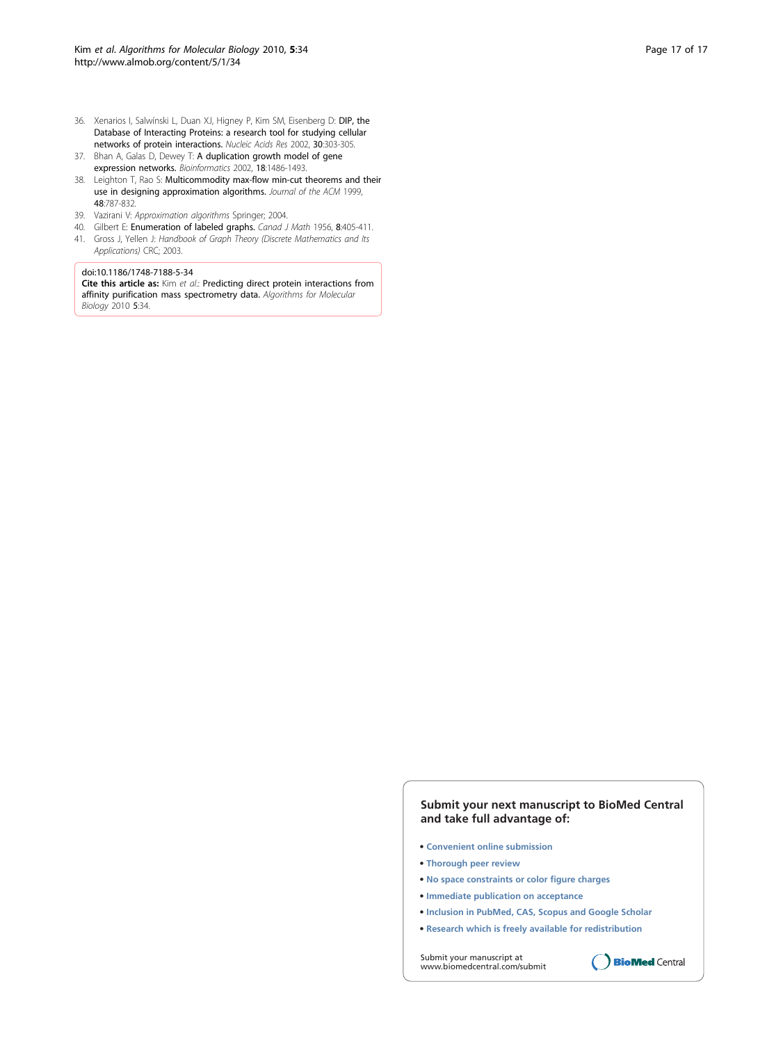36. Xenarios I, Salwínski L, Duan XJ, Higney P, Kim SM, Eisenberg D: **DIP, the Database of Interacting Proteins: a research tool for studying cellular networks of protein interactions.** *Nucleic Acids Res* 2002, **30**:303-305.
37. Bhan A, Galas D, Dewey T: **A duplication growth model of gene expression networks.** *Bioinformatics* 2002, **18**:1486-1493.
38. Leighton T, Rao S: **Multicommodity max-flow min-cut theorems and their use in designing approximation algorithms.** *Journal of the ACM* 1999, **46**:787-832.
39. Vazirani V: *Approximation algorithms* Springer; 2004.
40. Gilbert E: **Enumeration of labeled graphs.** *Canad J Math* 1956, **8**:405-411.
41. Gross J, Yellen J: *Handbook of Graph Theory (Discrete Mathematics and Its Applications)* CRC; 2003.

doi:10.1186/1748-7188-5-34

**Cite this article as:** Kim *et al.*: Predicting direct protein interactions from affinity purification mass spectrometry data. *Algorithms for Molecular Biology* 2010 **5**:34.

**Submit your next manuscript to BioMed Central and take full advantage of:**

- **Convenient online submission**
- **Thorough peer review**
- **No space constraints or color figure charges**
- **Immediate publication on acceptance**
- **Inclusion in PubMed, CAS, Scopus and Google Scholar**
- **Research which is freely available for redistribution**

Submit your manuscript at
www.biomedcentral.com/submit

BioMed Central